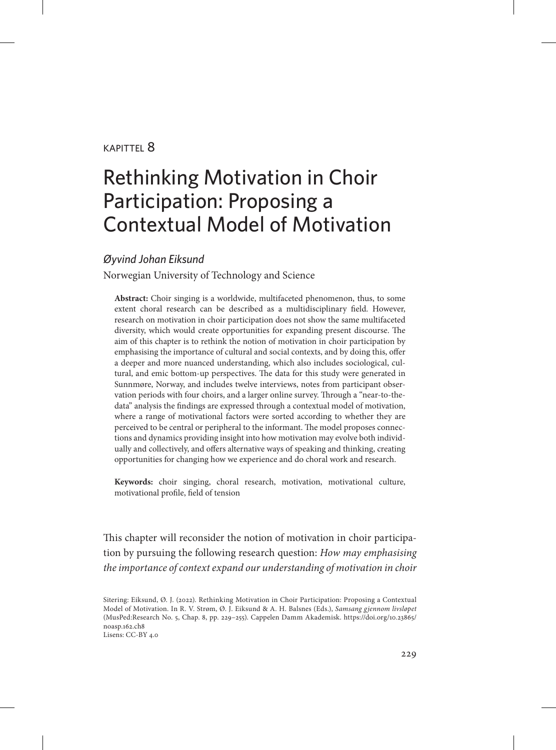KAPITTEL 8

# Rethinking Motivation in Choir Participation: Proposing a Contextual Model of Motivation

*Øyvind Johan Eiksund*

Norwegian University of Technology and Science

**Abstract:** Choir singing is a worldwide, multifaceted phenomenon, thus, to some extent choral research can be described as a multidisciplinary field. However, research on motivation in choir participation does not show the same multifaceted diversity, which would create opportunities for expanding present discourse. The aim of this chapter is to rethink the notion of motivation in choir participation by emphasising the importance of cultural and social contexts, and by doing this, offer a deeper and more nuanced understanding, which also includes sociological, cultural, and emic bottom-up perspectives. The data for this study were generated in Sunnmøre, Norway, and includes twelve interviews, notes from participant observation periods with four choirs, and a larger online survey. Through a "near-to-the-data" analysis the findings are expressed through a contextual model of motivation, where a range of motivational factors were sorted according to whether they are perceived to be central or peripheral to the informant. The model proposes connections and dynamics providing insight into how motivation may evolve both individually and collectively, and offers alternative ways of speaking and thinking, creating opportunities for changing how we experience and do choral work and research.

**Keywords:** choir singing, choral research, motivation, motivational culture, motivational profile, field of tension

This chapter will reconsider the notion of motivation in choir participation by pursuing the following research question: *How may emphasising the importance of context expand our understanding of motivation in choir*

Sitering: Eiksund, Ø. J. (2022). Rethinking Motivation in Choir Participation: Proposing a Contextual Model of Motivation. In R. V. Strøm, Ø. J. Eiksund & A. H. Balsnes (Eds.), *Samsang gjennom livsløpet* (MusPed:Research No. 5, Chap. 8, pp. 229–255). Cappelen Damm Akademisk. https://doi.org/10.23865/noasp.162.ch8
Lisens: CC-BY 4.0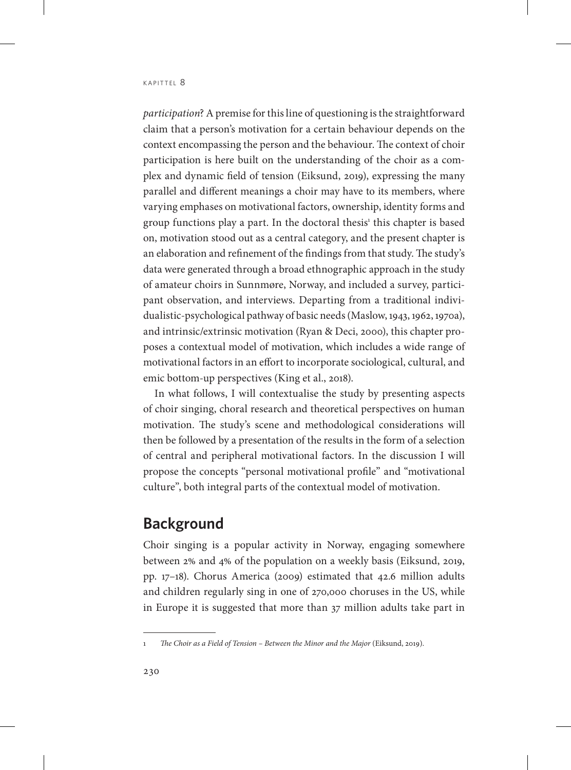*participation*? A premise for this line of questioning is the straightforward claim that a person's motivation for a certain behaviour depends on the context encompassing the person and the behaviour. The context of choir participation is here built on the understanding of the choir as a complex and dynamic field of tension (Eiksund, 2019), expressing the many parallel and different meanings a choir may have to its members, where varying emphases on motivational factors, ownership, identity forms and group functions play a part. In the doctoral thesis[1] this chapter is based on, motivation stood out as a central category, and the present chapter is an elaboration and refinement of the findings from that study. The study's data were generated through a broad ethnographic approach in the study of amateur choirs in Sunnmøre, Norway, and included a survey, participant observation, and interviews. Departing from a traditional individualistic-psychological pathway of basic needs (Maslow, 1943, 1962, 1970a), and intrinsic/extrinsic motivation (Ryan & Deci, 2000), this chapter proposes a contextual model of motivation, which includes a wide range of motivational factors in an effort to incorporate sociological, cultural, and emic bottom-up perspectives (King et al., 2018).

In what follows, I will contextualise the study by presenting aspects of choir singing, choral research and theoretical perspectives on human motivation. The study's scene and methodological considerations will then be followed by a presentation of the results in the form of a selection of central and peripheral motivational factors. In the discussion I will propose the concepts "personal motivational profile" and "motivational culture", both integral parts of the contextual model of motivation.

## Background

Choir singing is a popular activity in Norway, engaging somewhere between 2% and 4% of the population on a weekly basis (Eiksund, 2019, pp. 17–18). Chorus America (2009) estimated that 42.6 million adults and children regularly sing in one of 270,000 choruses in the US, while in Europe it is suggested that more than 37 million adults take part in

---

[1] *The Choir as a Field of Tension – Between the Minor and the Major* (Eiksund, 2019).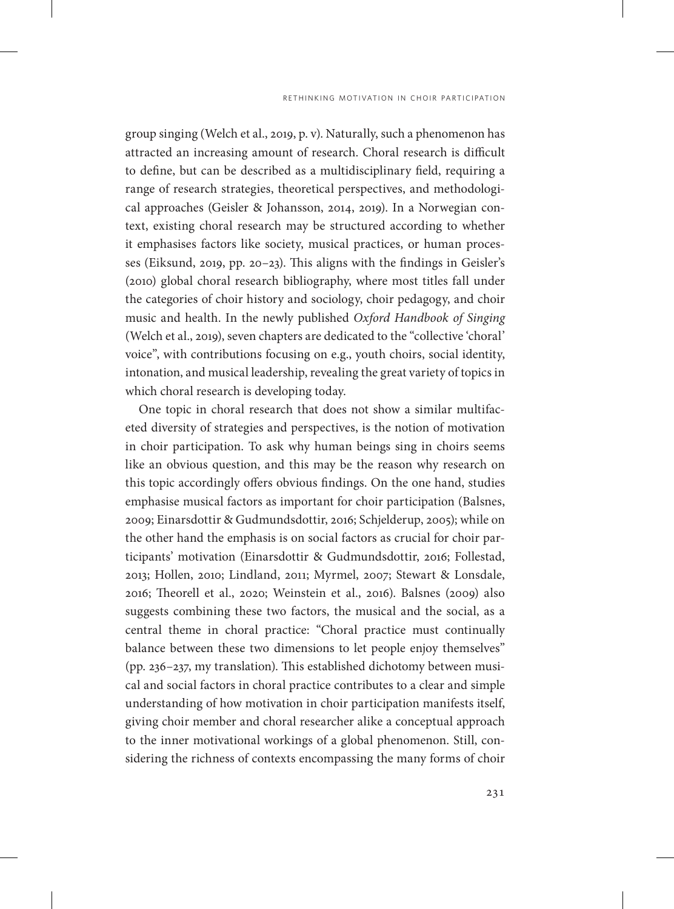group singing (Welch et al., 2019, p. v). Naturally, such a phenomenon has attracted an increasing amount of research. Choral research is difficult to define, but can be described as a multidisciplinary field, requiring a range of research strategies, theoretical perspectives, and methodological approaches (Geisler & Johansson, 2014, 2019). In a Norwegian context, existing choral research may be structured according to whether it emphasises factors like society, musical practices, or human processes (Eiksund, 2019, pp. 20–23). This aligns with the findings in Geisler's (2010) global choral research bibliography, where most titles fall under the categories of choir history and sociology, choir pedagogy, and choir music and health. In the newly published *Oxford Handbook of Singing* (Welch et al., 2019), seven chapters are dedicated to the "collective 'choral' voice", with contributions focusing on e.g., youth choirs, social identity, intonation, and musical leadership, revealing the great variety of topics in which choral research is developing today.

One topic in choral research that does not show a similar multifaceted diversity of strategies and perspectives, is the notion of motivation in choir participation. To ask why human beings sing in choirs seems like an obvious question, and this may be the reason why research on this topic accordingly offers obvious findings. On the one hand, studies emphasise musical factors as important for choir participation (Balsnes, 2009; Einarsdottir & Gudmundsdottir, 2016; Schjelderup, 2005); while on the other hand the emphasis is on social factors as crucial for choir participants' motivation (Einarsdottir & Gudmundsdottir, 2016; Follestad, 2013; Hollen, 2010; Lindland, 2011; Myrmel, 2007; Stewart & Lonsdale, 2016; Theorell et al., 2020; Weinstein et al., 2016). Balsnes (2009) also suggests combining these two factors, the musical and the social, as a central theme in choral practice: "Choral practice must continually balance between these two dimensions to let people enjoy themselves" (pp. 236–237, my translation). This established dichotomy between musical and social factors in choral practice contributes to a clear and simple understanding of how motivation in choir participation manifests itself, giving choir member and choral researcher alike a conceptual approach to the inner motivational workings of a global phenomenon. Still, considering the richness of contexts encompassing the many forms of choir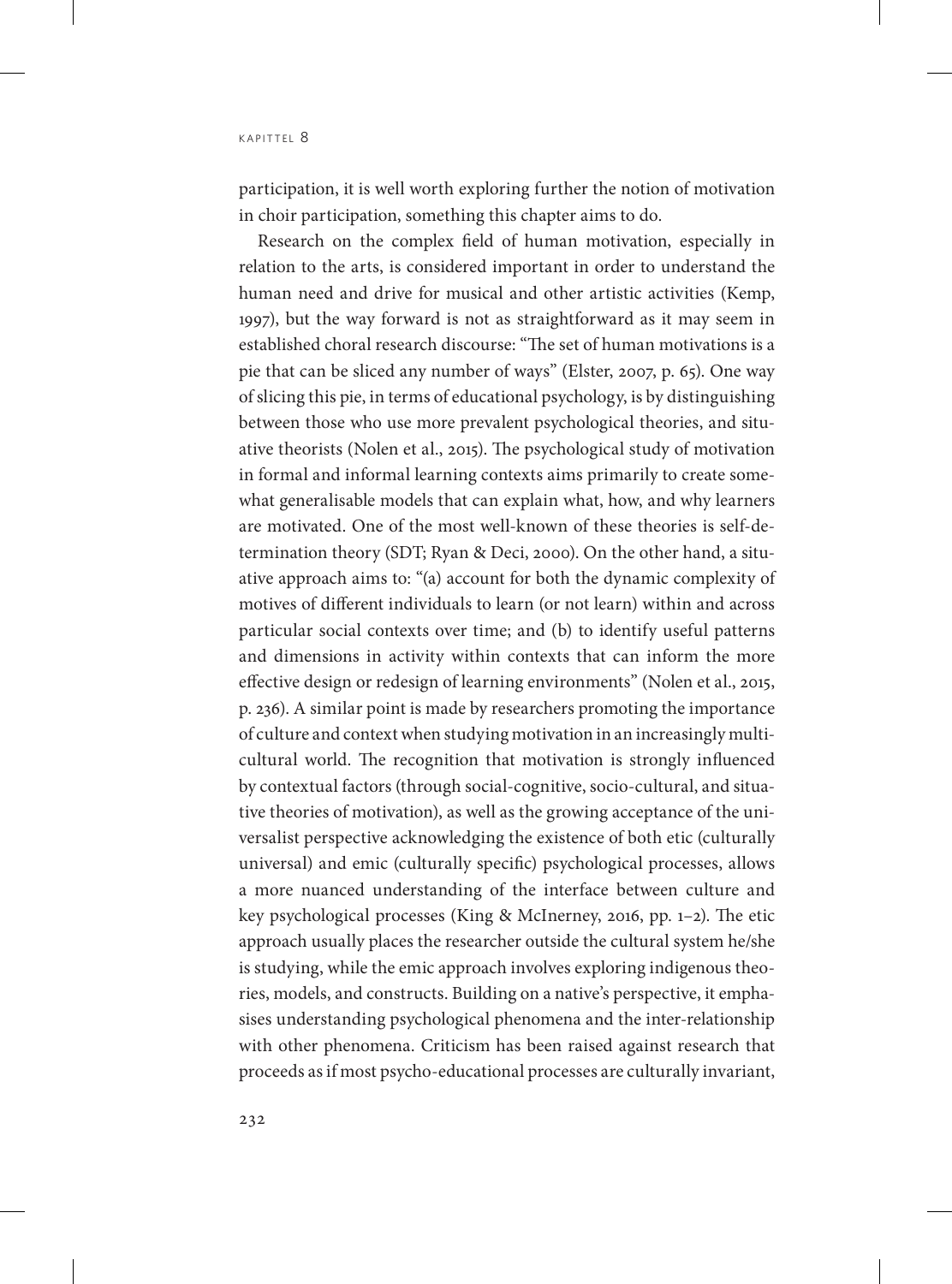participation, it is well worth exploring further the notion of motivation in choir participation, something this chapter aims to do.

Research on the complex field of human motivation, especially in relation to the arts, is considered important in order to understand the human need and drive for musical and other artistic activities (Kemp, 1997), but the way forward is not as straightforward as it may seem in established choral research discourse: "The set of human motivations is a pie that can be sliced any number of ways" (Elster, 2007, p. 65). One way of slicing this pie, in terms of educational psychology, is by distinguishing between those who use more prevalent psychological theories, and situative theorists (Nolen et al., 2015). The psychological study of motivation in formal and informal learning contexts aims primarily to create somewhat generalisable models that can explain what, how, and why learners are motivated. One of the most well-known of these theories is self-determination theory (SDT; Ryan & Deci, 2000). On the other hand, a situative approach aims to: "(a) account for both the dynamic complexity of motives of different individuals to learn (or not learn) within and across particular social contexts over time; and (b) to identify useful patterns and dimensions in activity within contexts that can inform the more effective design or redesign of learning environments" (Nolen et al., 2015, p. 236). A similar point is made by researchers promoting the importance of culture and context when studying motivation in an increasingly multicultural world. The recognition that motivation is strongly influenced by contextual factors (through social-cognitive, socio-cultural, and situative theories of motivation), as well as the growing acceptance of the universalist perspective acknowledging the existence of both etic (culturally universal) and emic (culturally specific) psychological processes, allows a more nuanced understanding of the interface between culture and key psychological processes (King & McInerney, 2016, pp. 1–2). The etic approach usually places the researcher outside the cultural system he/she is studying, while the emic approach involves exploring indigenous theories, models, and constructs. Building on a native's perspective, it emphasises understanding psychological phenomena and the inter-relationship with other phenomena. Criticism has been raised against research that proceeds as if most psycho-educational processes are culturally invariant,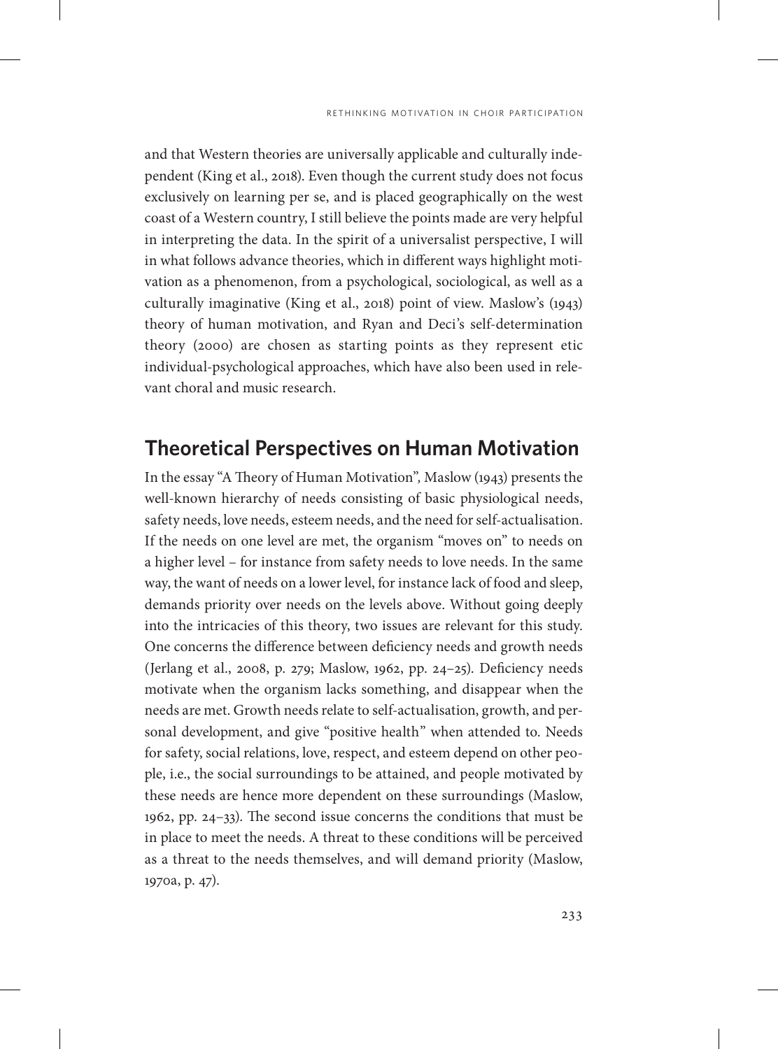and that Western theories are universally applicable and culturally independent (King et al., 2018). Even though the current study does not focus exclusively on learning per se, and is placed geographically on the west coast of a Western country, I still believe the points made are very helpful in interpreting the data. In the spirit of a universalist perspective, I will in what follows advance theories, which in different ways highlight motivation as a phenomenon, from a psychological, sociological, as well as a culturally imaginative (King et al., 2018) point of view. Maslow's (1943) theory of human motivation, and Ryan and Deci's self-determination theory (2000) are chosen as starting points as they represent etic individual-psychological approaches, which have also been used in relevant choral and music research.

## Theoretical Perspectives on Human Motivation

In the essay "A Theory of Human Motivation"*,* Maslow (1943) presents the well-known hierarchy of needs consisting of basic physiological needs, safety needs, love needs, esteem needs, and the need for self-actualisation. If the needs on one level are met, the organism "moves on" to needs on a higher level – for instance from safety needs to love needs. In the same way, the want of needs on a lower level, for instance lack of food and sleep, demands priority over needs on the levels above. Without going deeply into the intricacies of this theory, two issues are relevant for this study. One concerns the difference between deficiency needs and growth needs (Jerlang et al., 2008, p. 279; Maslow, 1962, pp. 24–25). Deficiency needs motivate when the organism lacks something, and disappear when the needs are met. Growth needs relate to self-actualisation, growth, and personal development, and give "positive health" when attended to. Needs for safety, social relations, love, respect, and esteem depend on other people, i.e., the social surroundings to be attained, and people motivated by these needs are hence more dependent on these surroundings (Maslow, 1962, pp. 24–33). The second issue concerns the conditions that must be in place to meet the needs. A threat to these conditions will be perceived as a threat to the needs themselves, and will demand priority (Maslow, 1970a, p. 47).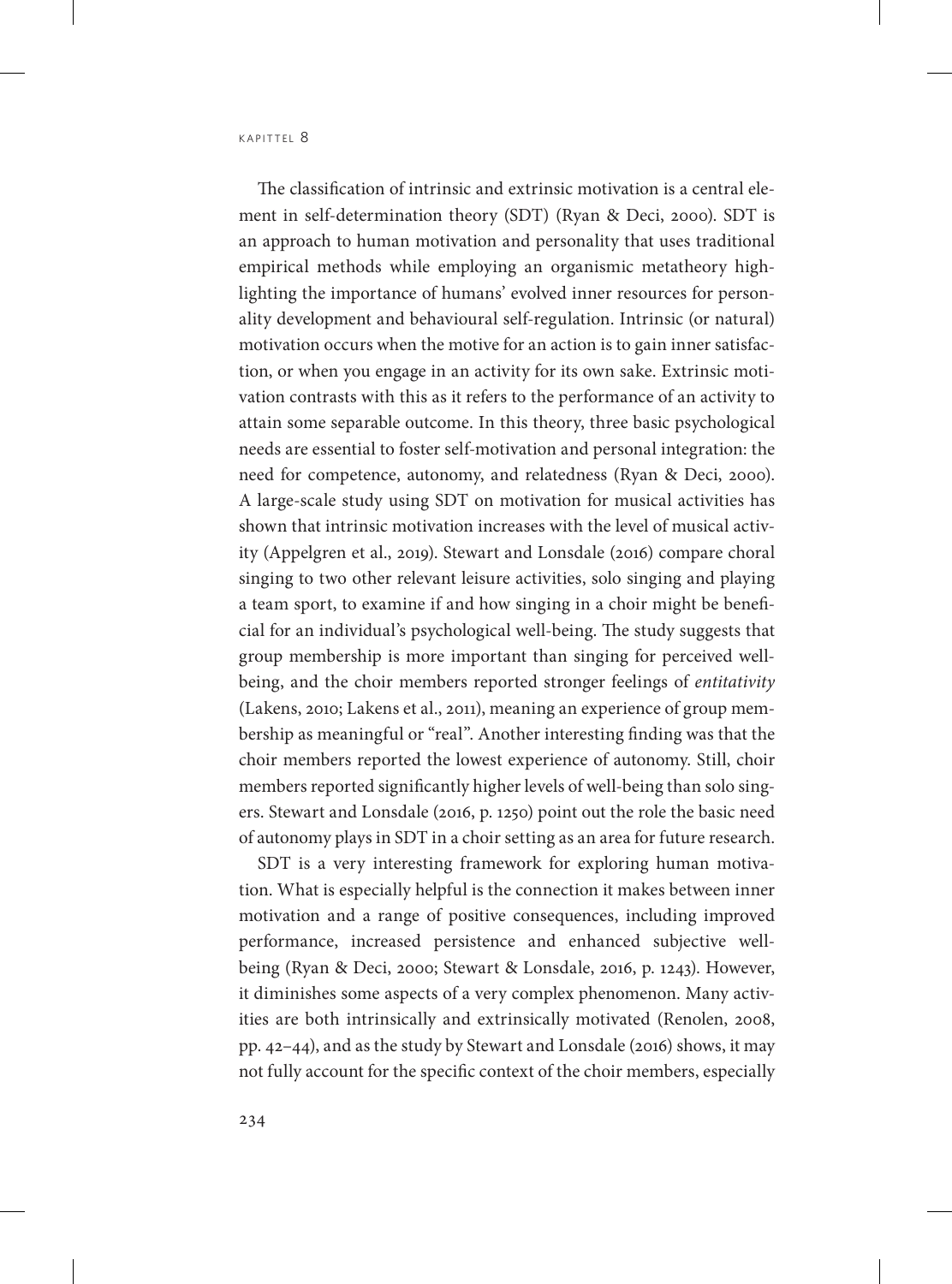The classification of intrinsic and extrinsic motivation is a central element in self-determination theory (SDT) (Ryan & Deci, 2000). SDT is an approach to human motivation and personality that uses traditional empirical methods while employing an organismic metatheory highlighting the importance of humans' evolved inner resources for personality development and behavioural self-regulation. Intrinsic (or natural) motivation occurs when the motive for an action is to gain inner satisfaction, or when you engage in an activity for its own sake. Extrinsic motivation contrasts with this as it refers to the performance of an activity to attain some separable outcome. In this theory, three basic psychological needs are essential to foster self-motivation and personal integration: the need for competence, autonomy, and relatedness (Ryan & Deci, 2000). A large-scale study using SDT on motivation for musical activities has shown that intrinsic motivation increases with the level of musical activity (Appelgren et al., 2019). Stewart and Lonsdale (2016) compare choral singing to two other relevant leisure activities, solo singing and playing a team sport, to examine if and how singing in a choir might be beneficial for an individual's psychological well-being. The study suggests that group membership is more important than singing for perceived well-being, and the choir members reported stronger feelings of *entitativity* (Lakens, 2010; Lakens et al., 2011), meaning an experience of group membership as meaningful or "real". Another interesting finding was that the choir members reported the lowest experience of autonomy. Still, choir members reported significantly higher levels of well-being than solo singers. Stewart and Lonsdale (2016, p. 1250) point out the role the basic need of autonomy plays in SDT in a choir setting as an area for future research.

SDT is a very interesting framework for exploring human motivation. What is especially helpful is the connection it makes between inner motivation and a range of positive consequences, including improved performance, increased persistence and enhanced subjective well-being (Ryan & Deci, 2000; Stewart & Lonsdale, 2016, p. 1243). However, it diminishes some aspects of a very complex phenomenon. Many activities are both intrinsically and extrinsically motivated (Renolen, 2008, pp. 42–44), and as the study by Stewart and Lonsdale (2016) shows, it may not fully account for the specific context of the choir members, especially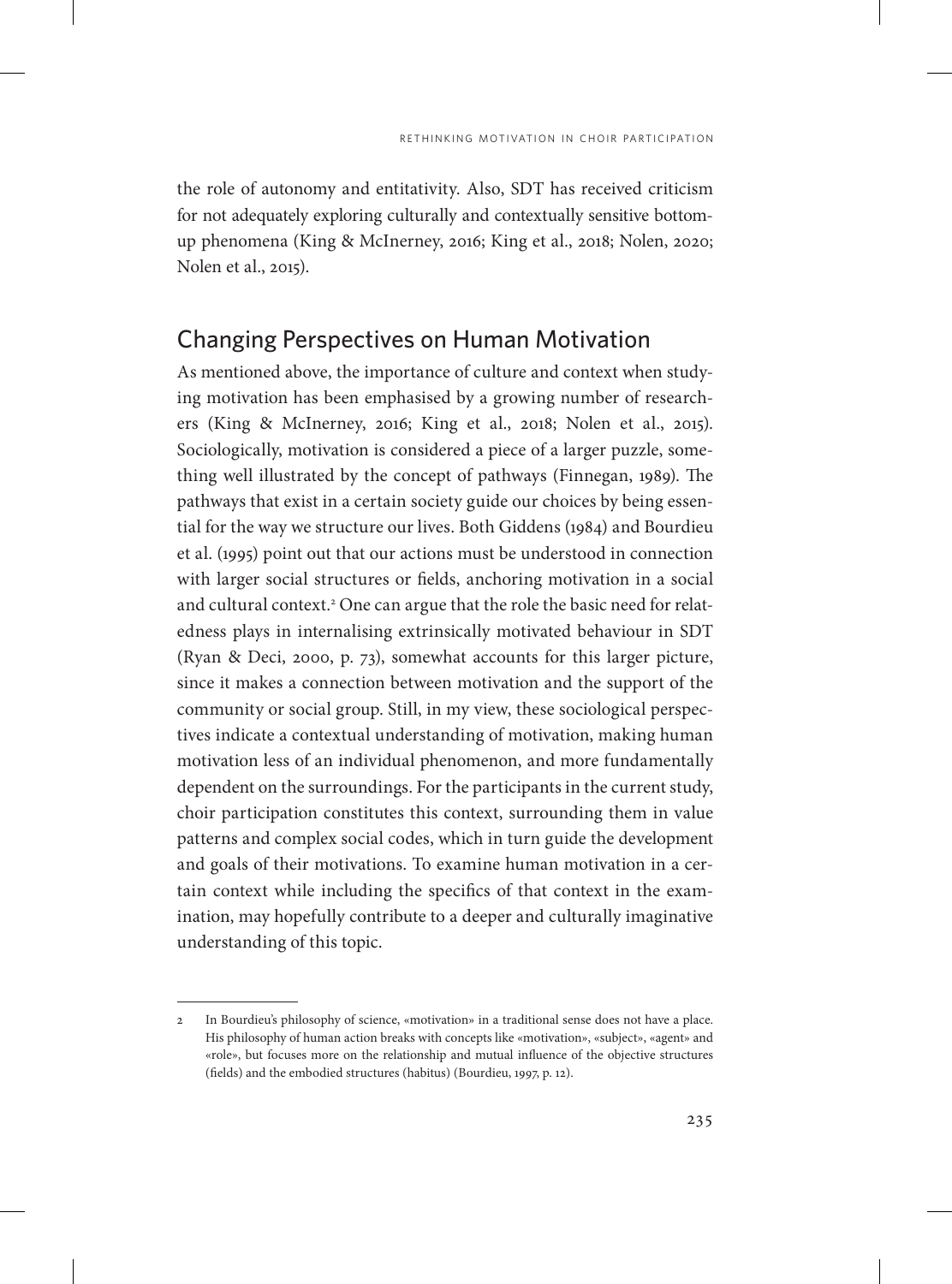the role of autonomy and entitativity. Also, SDT has received criticism for not adequately exploring culturally and contextually sensitive bottom-up phenomena (King & McInerney, 2016; King et al., 2018; Nolen, 2020; Nolen et al., 2015).

## Changing Perspectives on Human Motivation

As mentioned above, the importance of culture and context when studying motivation has been emphasised by a growing number of researchers (King & McInerney, 2016; King et al., 2018; Nolen et al., 2015). Sociologically, motivation is considered a piece of a larger puzzle, something well illustrated by the concept of pathways (Finnegan, 1989). The pathways that exist in a certain society guide our choices by being essential for the way we structure our lives. Both Giddens (1984) and Bourdieu et al. (1995) point out that our actions must be understood in connection with larger social structures or fields, anchoring motivation in a social and cultural context.[2] One can argue that the role the basic need for relatedness plays in internalising extrinsically motivated behaviour in SDT (Ryan & Deci, 2000, p. 73), somewhat accounts for this larger picture, since it makes a connection between motivation and the support of the community or social group. Still, in my view, these sociological perspectives indicate a contextual understanding of motivation, making human motivation less of an individual phenomenon, and more fundamentally dependent on the surroundings. For the participants in the current study, choir participation constitutes this context, surrounding them in value patterns and complex social codes, which in turn guide the development and goals of their motivations. To examine human motivation in a certain context while including the specifics of that context in the examination, may hopefully contribute to a deeper and culturally imaginative understanding of this topic.

---

2 In Bourdieu's philosophy of science, «motivation» in a traditional sense does not have a place. His philosophy of human action breaks with concepts like «motivation», «subject», «agent» and «role», but focuses more on the relationship and mutual influence of the objective structures (fields) and the embodied structures (habitus) (Bourdieu, 1997, p. 12).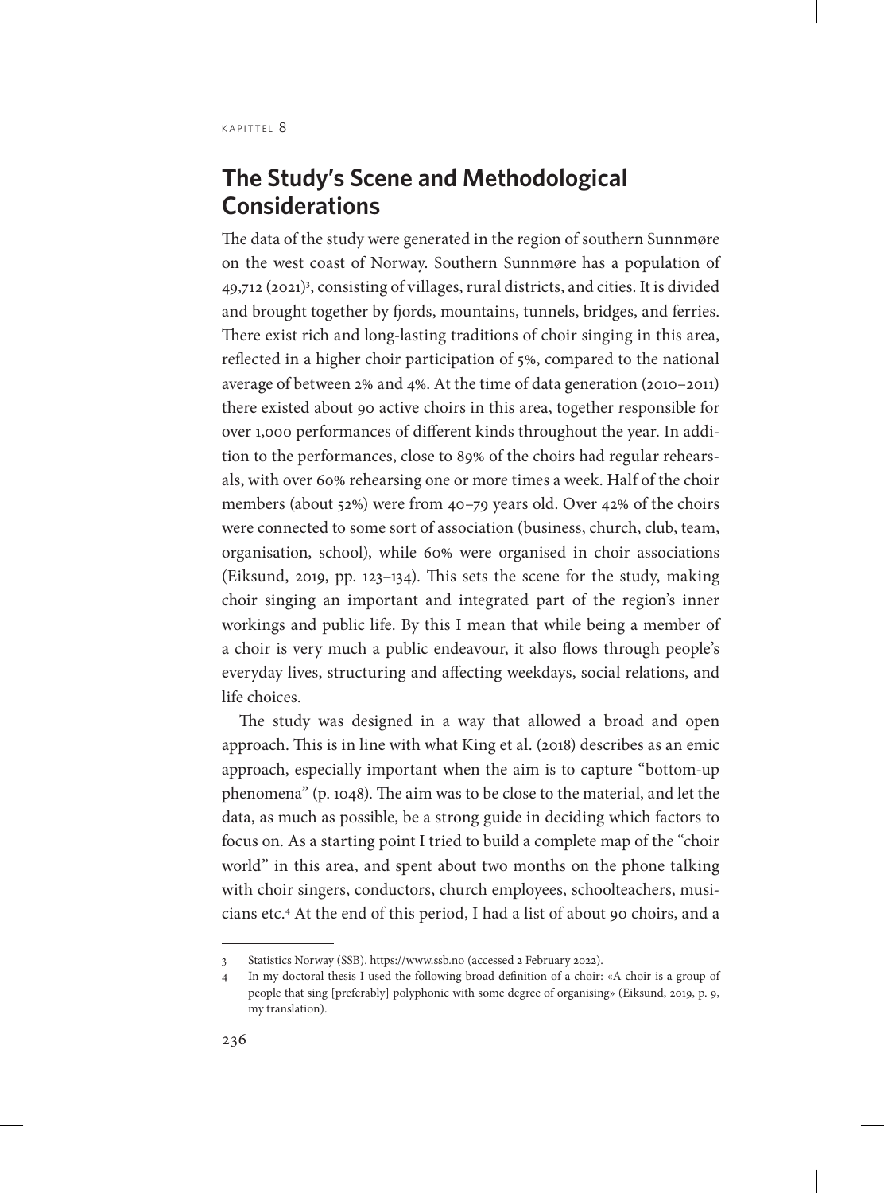## The Study's Scene and Methodological Considerations

The data of the study were generated in the region of southern Sunnmøre on the west coast of Norway. Southern Sunnmøre has a population of 49,712 (2021)[3], consisting of villages, rural districts, and cities. It is divided and brought together by fjords, mountains, tunnels, bridges, and ferries. There exist rich and long-lasting traditions of choir singing in this area, reflected in a higher choir participation of 5%, compared to the national average of between 2% and 4%. At the time of data generation (2010–2011) there existed about 90 active choirs in this area, together responsible for over 1,000 performances of different kinds throughout the year. In addition to the performances, close to 89% of the choirs had regular rehearsals, with over 60% rehearsing one or more times a week. Half of the choir members (about 52%) were from 40–79 years old. Over 42% of the choirs were connected to some sort of association (business, church, club, team, organisation, school), while 60% were organised in choir associations (Eiksund, 2019, pp. 123–134). This sets the scene for the study, making choir singing an important and integrated part of the region's inner workings and public life. By this I mean that while being a member of a choir is very much a public endeavour, it also flows through people's everyday lives, structuring and affecting weekdays, social relations, and life choices.

The study was designed in a way that allowed a broad and open approach. This is in line with what King et al. (2018) describes as an emic approach, especially important when the aim is to capture "bottom-up phenomena" (p. 1048). The aim was to be close to the material, and let the data, as much as possible, be a strong guide in deciding which factors to focus on. As a starting point I tried to build a complete map of the "choir world" in this area, and spent about two months on the phone talking with choir singers, conductors, church employees, schoolteachers, musicians etc.[4] At the end of this period, I had a list of about 90 choirs, and a

---

3 Statistics Norway (SSB). https://www.ssb.no (accessed 2 February 2022).

4 In my doctoral thesis I used the following broad definition of a choir: «A choir is a group of people that sing [preferably] polyphonic with some degree of organising» (Eiksund, 2019, p. 9, my translation).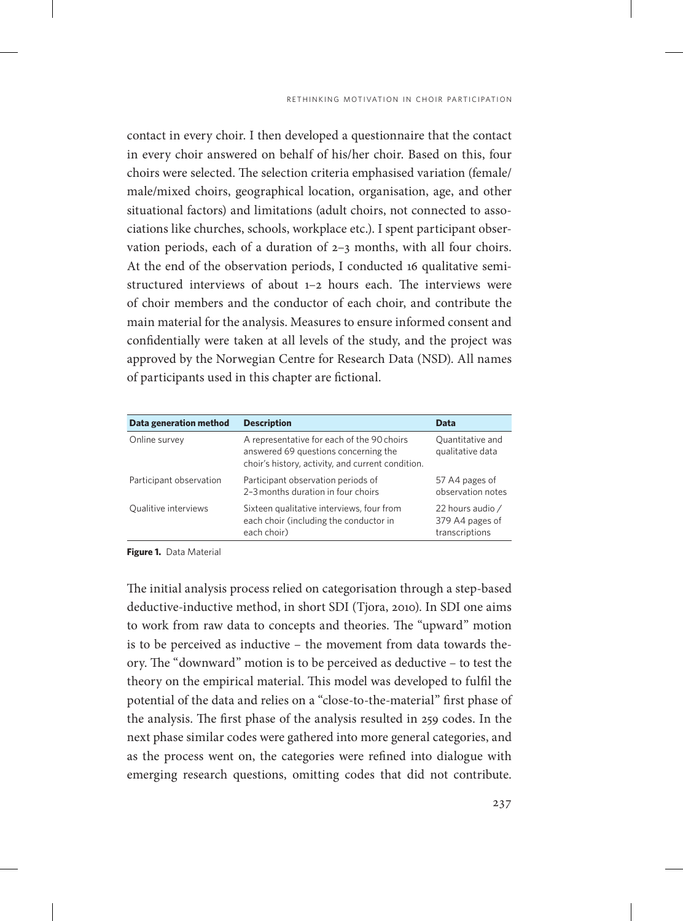contact in every choir. I then developed a questionnaire that the contact in every choir answered on behalf of his/her choir. Based on this, four choirs were selected. The selection criteria emphasised variation (female/male/mixed choirs, geographical location, organisation, age, and other situational factors) and limitations (adult choirs, not connected to associations like churches, schools, workplace etc.). I spent participant observation periods, each of a duration of 2–3 months, with all four choirs. At the end of the observation periods, I conducted 16 qualitative semi-structured interviews of about 1–2 hours each. The interviews were of choir members and the conductor of each choir, and contribute the main material for the analysis. Measures to ensure informed consent and confidentially were taken at all levels of the study, and the project was approved by the Norwegian Centre for Research Data (NSD). All names of participants used in this chapter are fictional.

| Data generation method | Description | Data |
|---|---|---|
| Online survey | A representative for each of the 90 choirs answered 69 questions concerning the choir's history, activity, and current condition. | Quantitative and qualitative data |
| Participant observation | Participant observation periods of 2–3 months duration in four choirs | 57 A4 pages of observation notes |
| Qualitive interviews | Sixteen qualitative interviews, four from each choir (including the conductor in each choir) | 22 hours audio / 379 A4 pages of transcriptions |

**Figure 1.** Data Material

The initial analysis process relied on categorisation through a step-based deductive-inductive method, in short SDI (Tjora, 2010). In SDI one aims to work from raw data to concepts and theories. The "upward" motion is to be perceived as inductive – the movement from data towards theory. The "downward" motion is to be perceived as deductive – to test the theory on the empirical material. This model was developed to fulfil the potential of the data and relies on a "close-to-the-material" first phase of the analysis. The first phase of the analysis resulted in 259 codes. In the next phase similar codes were gathered into more general categories, and as the process went on, the categories were refined into dialogue with emerging research questions, omitting codes that did not contribute.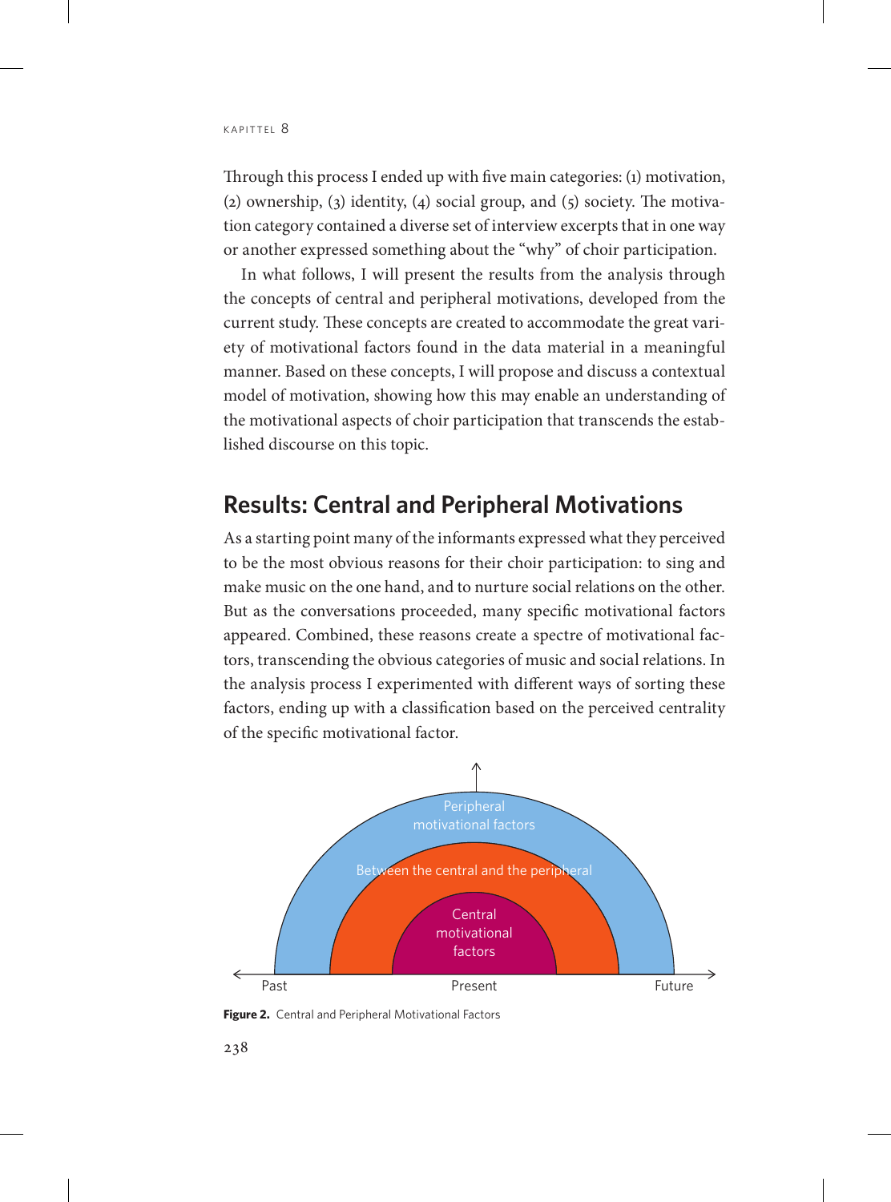Through this process I ended up with five main categories: (1) motivation, (2) ownership, (3) identity, (4) social group, and (5) society. The motivation category contained a diverse set of interview excerpts that in one way or another expressed something about the "why" of choir participation.

In what follows, I will present the results from the analysis through the concepts of central and peripheral motivations, developed from the current study. These concepts are created to accommodate the great variety of motivational factors found in the data material in a meaningful manner. Based on these concepts, I will propose and discuss a contextual model of motivation, showing how this may enable an understanding of the motivational aspects of choir participation that transcends the established discourse on this topic.

## Results: Central and Peripheral Motivations

As a starting point many of the informants expressed what they perceived to be the most obvious reasons for their choir participation: to sing and make music on the one hand, and to nurture social relations on the other. But as the conversations proceeded, many specific motivational factors appeared. Combined, these reasons create a spectre of motivational factors, transcending the obvious categories of music and social relations. In the analysis process I experimented with different ways of sorting these factors, ending up with a classification based on the perceived centrality of the specific motivational factor.

Peripheral motivational factors

Between the central and the peripheral

Central motivational factors

Past — Present — Future

**Figure 2.** Central and Peripheral Motivational Factors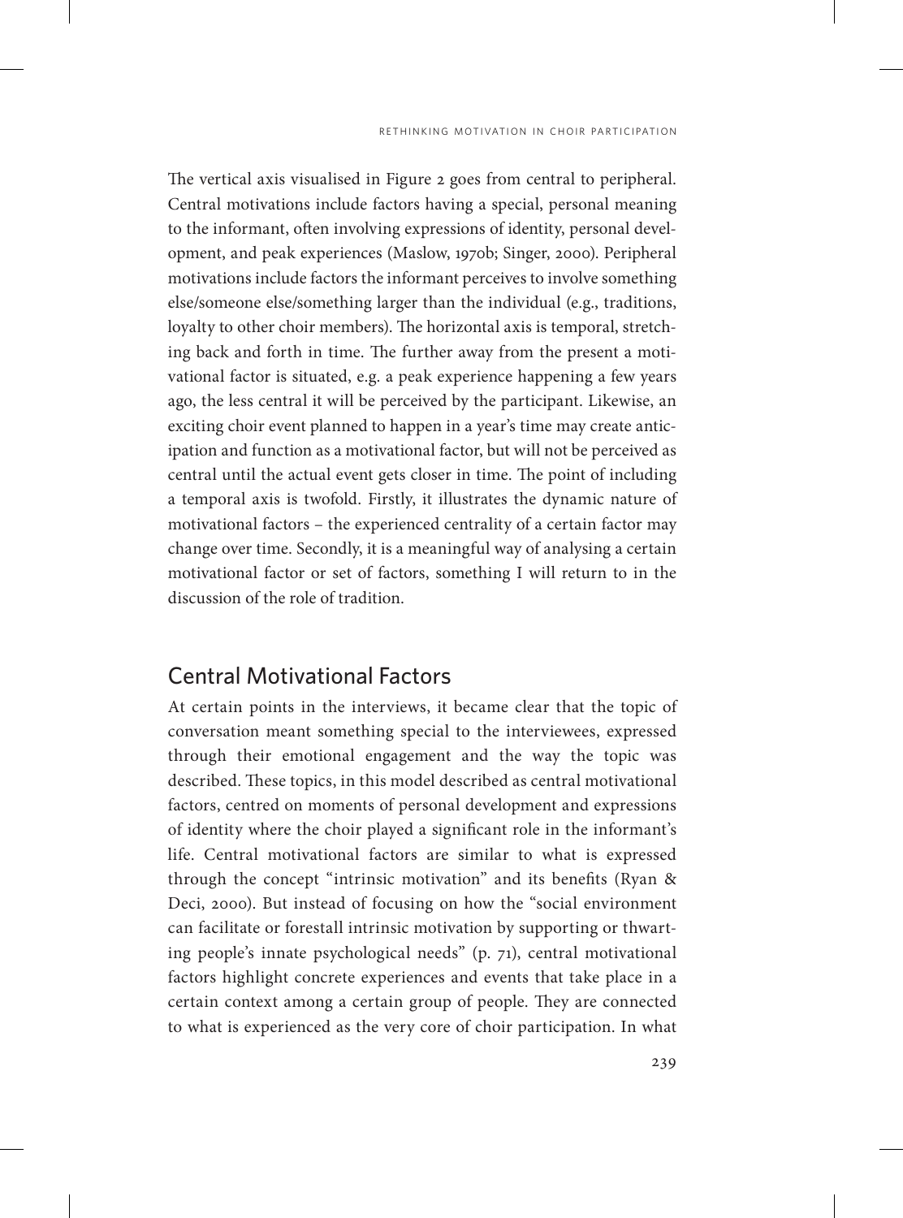The vertical axis visualised in Figure 2 goes from central to peripheral. Central motivations include factors having a special, personal meaning to the informant, often involving expressions of identity, personal development, and peak experiences (Maslow, 1970b; Singer, 2000). Peripheral motivations include factors the informant perceives to involve something else/someone else/something larger than the individual (e.g., traditions, loyalty to other choir members). The horizontal axis is temporal, stretching back and forth in time. The further away from the present a motivational factor is situated, e.g. a peak experience happening a few years ago, the less central it will be perceived by the participant. Likewise, an exciting choir event planned to happen in a year's time may create anticipation and function as a motivational factor, but will not be perceived as central until the actual event gets closer in time. The point of including a temporal axis is twofold. Firstly, it illustrates the dynamic nature of motivational factors – the experienced centrality of a certain factor may change over time. Secondly, it is a meaningful way of analysing a certain motivational factor or set of factors, something I will return to in the discussion of the role of tradition.

## Central Motivational Factors

At certain points in the interviews, it became clear that the topic of conversation meant something special to the interviewees, expressed through their emotional engagement and the way the topic was described. These topics, in this model described as central motivational factors, centred on moments of personal development and expressions of identity where the choir played a significant role in the informant's life. Central motivational factors are similar to what is expressed through the concept "intrinsic motivation" and its benefits (Ryan & Deci, 2000). But instead of focusing on how the "social environment can facilitate or forestall intrinsic motivation by supporting or thwarting people's innate psychological needs" (p. 71), central motivational factors highlight concrete experiences and events that take place in a certain context among a certain group of people. They are connected to what is experienced as the very core of choir participation. In what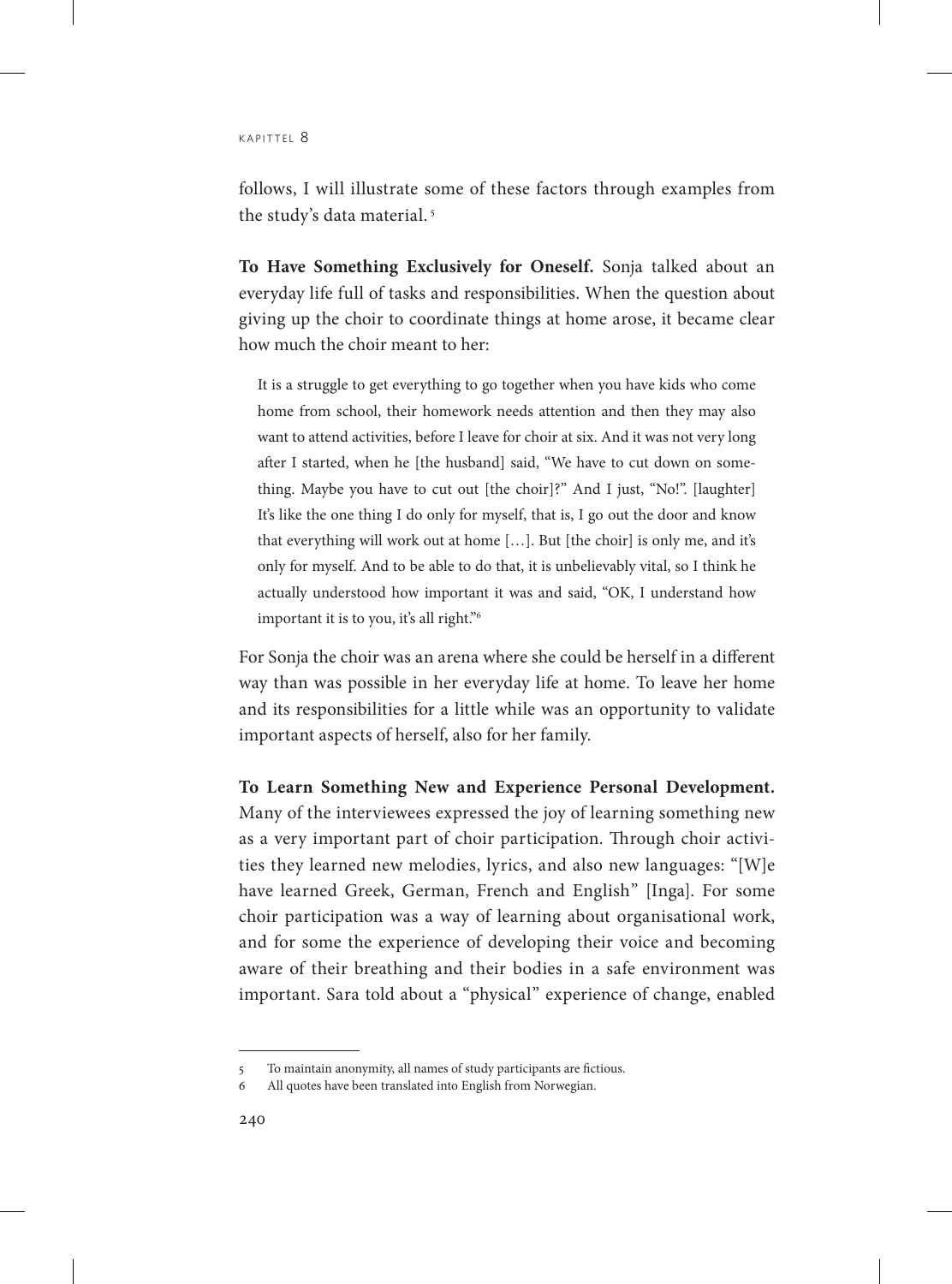follows, I will illustrate some of these factors through examples from the study's data material. [5]

**To Have Something Exclusively for Oneself.** Sonja talked about an everyday life full of tasks and responsibilities. When the question about giving up the choir to coordinate things at home arose, it became clear how much the choir meant to her:

> It is a struggle to get everything to go together when you have kids who come home from school, their homework needs attention and then they may also want to attend activities, before I leave for choir at six. And it was not very long after I started, when he [the husband] said, "We have to cut down on something. Maybe you have to cut out [the choir]?" And I just, "No!". [laughter] It's like the one thing I do only for myself, that is, I go out the door and know that everything will work out at home […]. But [the choir] is only me, and it's only for myself. And to be able to do that, it is unbelievably vital, so I think he actually understood how important it was and said, "OK, I understand how important it is to you, it's all right."[6]

For Sonja the choir was an arena where she could be herself in a different way than was possible in her everyday life at home. To leave her home and its responsibilities for a little while was an opportunity to validate important aspects of herself, also for her family.

**To Learn Something New and Experience Personal Development.** Many of the interviewees expressed the joy of learning something new as a very important part of choir participation. Through choir activities they learned new melodies, lyrics, and also new languages: "[W]e have learned Greek, German, French and English" [Inga]. For some choir participation was a way of learning about organisational work, and for some the experience of developing their voice and becoming aware of their breathing and their bodies in a safe environment was important. Sara told about a "physical" experience of change, enabled

---

5 To maintain anonymity, all names of study participants are fictious.

6 All quotes have been translated into English from Norwegian.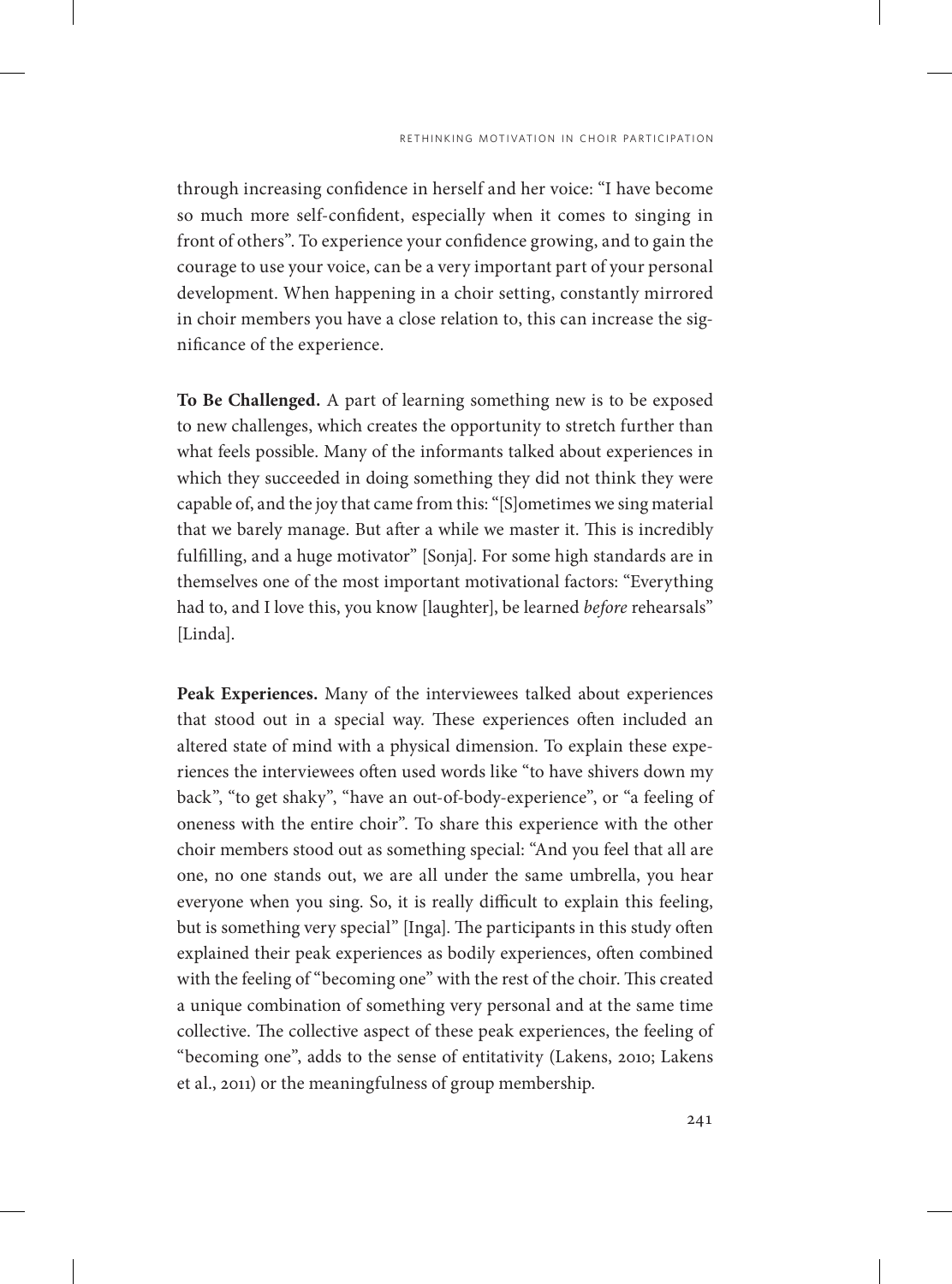through increasing confidence in herself and her voice: "I have become so much more self-confident, especially when it comes to singing in front of others". To experience your confidence growing, and to gain the courage to use your voice, can be a very important part of your personal development. When happening in a choir setting, constantly mirrored in choir members you have a close relation to, this can increase the significance of the experience.

**To Be Challenged.** A part of learning something new is to be exposed to new challenges, which creates the opportunity to stretch further than what feels possible. Many of the informants talked about experiences in which they succeeded in doing something they did not think they were capable of, and the joy that came from this: "[S]ometimes we sing material that we barely manage. But after a while we master it. This is incredibly fulfilling, and a huge motivator" [Sonja]. For some high standards are in themselves one of the most important motivational factors: "Everything had to, and I love this, you know [laughter], be learned *before* rehearsals" [Linda].

**Peak Experiences.** Many of the interviewees talked about experiences that stood out in a special way. These experiences often included an altered state of mind with a physical dimension. To explain these experiences the interviewees often used words like "to have shivers down my back", "to get shaky", "have an out-of-body-experience", or "a feeling of oneness with the entire choir". To share this experience with the other choir members stood out as something special: "And you feel that all are one, no one stands out, we are all under the same umbrella, you hear everyone when you sing. So, it is really difficult to explain this feeling, but is something very special" [Inga]. The participants in this study often explained their peak experiences as bodily experiences, often combined with the feeling of "becoming one" with the rest of the choir. This created a unique combination of something very personal and at the same time collective. The collective aspect of these peak experiences, the feeling of "becoming one", adds to the sense of entitativity (Lakens, 2010; Lakens et al., 2011) or the meaningfulness of group membership.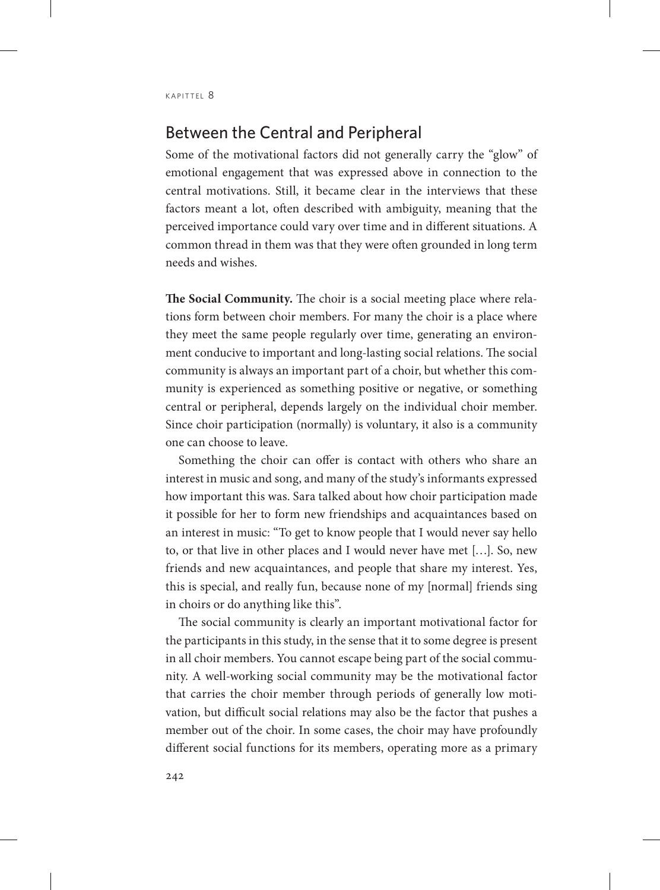## Between the Central and Peripheral

Some of the motivational factors did not generally carry the "glow" of emotional engagement that was expressed above in connection to the central motivations. Still, it became clear in the interviews that these factors meant a lot, often described with ambiguity, meaning that the perceived importance could vary over time and in different situations. A common thread in them was that they were often grounded in long term needs and wishes.

**The Social Community.** The choir is a social meeting place where relations form between choir members. For many the choir is a place where they meet the same people regularly over time, generating an environment conducive to important and long-lasting social relations. The social community is always an important part of a choir, but whether this community is experienced as something positive or negative, or something central or peripheral, depends largely on the individual choir member. Since choir participation (normally) is voluntary, it also is a community one can choose to leave.

Something the choir can offer is contact with others who share an interest in music and song, and many of the study's informants expressed how important this was. Sara talked about how choir participation made it possible for her to form new friendships and acquaintances based on an interest in music: "To get to know people that I would never say hello to, or that live in other places and I would never have met […]. So, new friends and new acquaintances, and people that share my interest. Yes, this is special, and really fun, because none of my [normal] friends sing in choirs or do anything like this".

The social community is clearly an important motivational factor for the participants in this study, in the sense that it to some degree is present in all choir members. You cannot escape being part of the social community. A well-working social community may be the motivational factor that carries the choir member through periods of generally low motivation, but difficult social relations may also be the factor that pushes a member out of the choir. In some cases, the choir may have profoundly different social functions for its members, operating more as a primary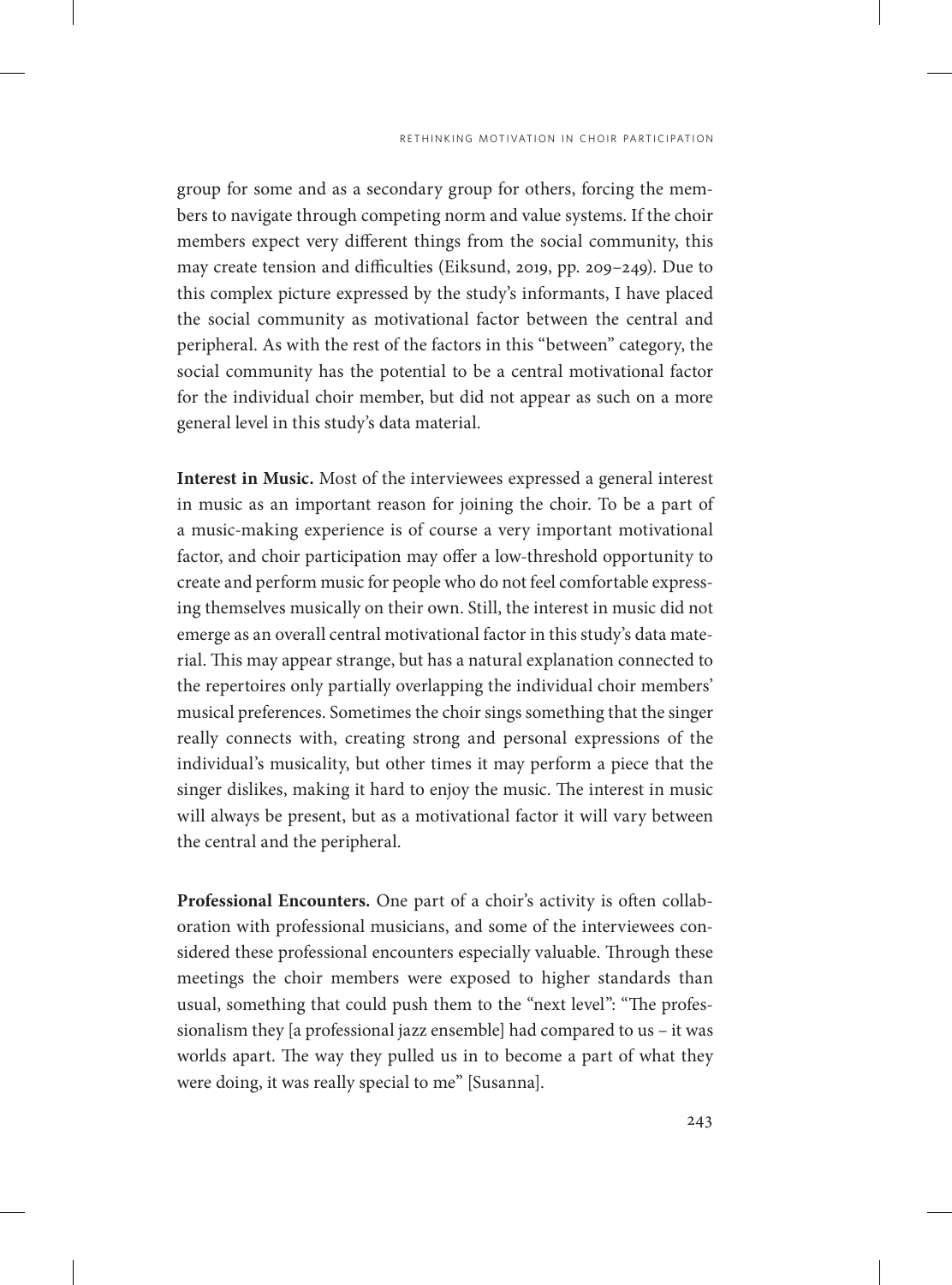group for some and as a secondary group for others, forcing the members to navigate through competing norm and value systems. If the choir members expect very different things from the social community, this may create tension and difficulties (Eiksund, 2019, pp. 209–249). Due to this complex picture expressed by the study's informants, I have placed the social community as motivational factor between the central and peripheral. As with the rest of the factors in this "between" category, the social community has the potential to be a central motivational factor for the individual choir member, but did not appear as such on a more general level in this study's data material.

**Interest in Music.** Most of the interviewees expressed a general interest in music as an important reason for joining the choir. To be a part of a music-making experience is of course a very important motivational factor, and choir participation may offer a low-threshold opportunity to create and perform music for people who do not feel comfortable expressing themselves musically on their own. Still, the interest in music did not emerge as an overall central motivational factor in this study's data material. This may appear strange, but has a natural explanation connected to the repertoires only partially overlapping the individual choir members' musical preferences. Sometimes the choir sings something that the singer really connects with, creating strong and personal expressions of the individual's musicality, but other times it may perform a piece that the singer dislikes, making it hard to enjoy the music. The interest in music will always be present, but as a motivational factor it will vary between the central and the peripheral.

**Professional Encounters.** One part of a choir's activity is often collaboration with professional musicians, and some of the interviewees considered these professional encounters especially valuable. Through these meetings the choir members were exposed to higher standards than usual, something that could push them to the "next level": "The professionalism they [a professional jazz ensemble] had compared to us – it was worlds apart. The way they pulled us in to become a part of what they were doing, it was really special to me" [Susanna].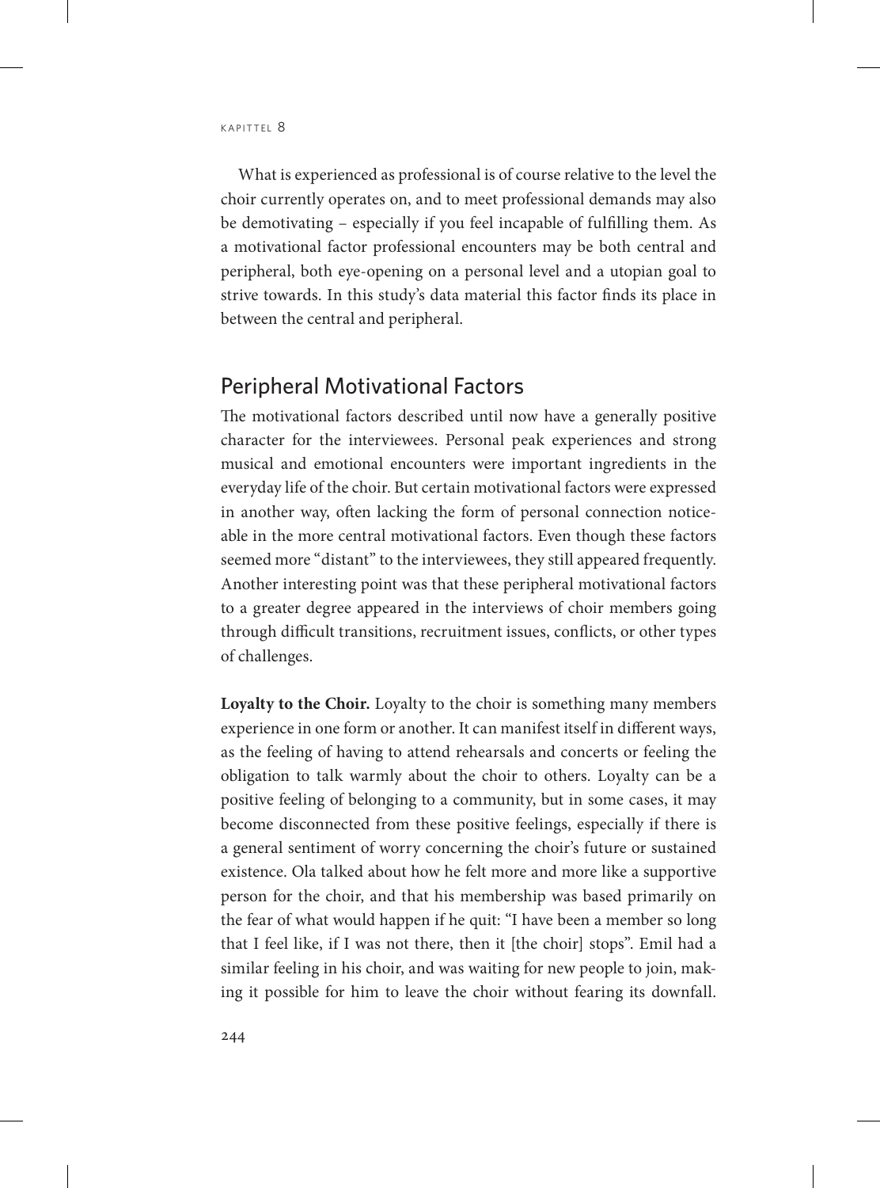What is experienced as professional is of course relative to the level the choir currently operates on, and to meet professional demands may also be demotivating – especially if you feel incapable of fulfilling them. As a motivational factor professional encounters may be both central and peripheral, both eye-opening on a personal level and a utopian goal to strive towards. In this study's data material this factor finds its place in between the central and peripheral.

## Peripheral Motivational Factors

The motivational factors described until now have a generally positive character for the interviewees. Personal peak experiences and strong musical and emotional encounters were important ingredients in the everyday life of the choir. But certain motivational factors were expressed in another way, often lacking the form of personal connection noticeable in the more central motivational factors. Even though these factors seemed more "distant" to the interviewees, they still appeared frequently. Another interesting point was that these peripheral motivational factors to a greater degree appeared in the interviews of choir members going through difficult transitions, recruitment issues, conflicts, or other types of challenges.

**Loyalty to the Choir.** Loyalty to the choir is something many members experience in one form or another. It can manifest itself in different ways, as the feeling of having to attend rehearsals and concerts or feeling the obligation to talk warmly about the choir to others. Loyalty can be a positive feeling of belonging to a community, but in some cases, it may become disconnected from these positive feelings, especially if there is a general sentiment of worry concerning the choir's future or sustained existence. Ola talked about how he felt more and more like a supportive person for the choir, and that his membership was based primarily on the fear of what would happen if he quit: "I have been a member so long that I feel like, if I was not there, then it [the choir] stops". Emil had a similar feeling in his choir, and was waiting for new people to join, making it possible for him to leave the choir without fearing its downfall.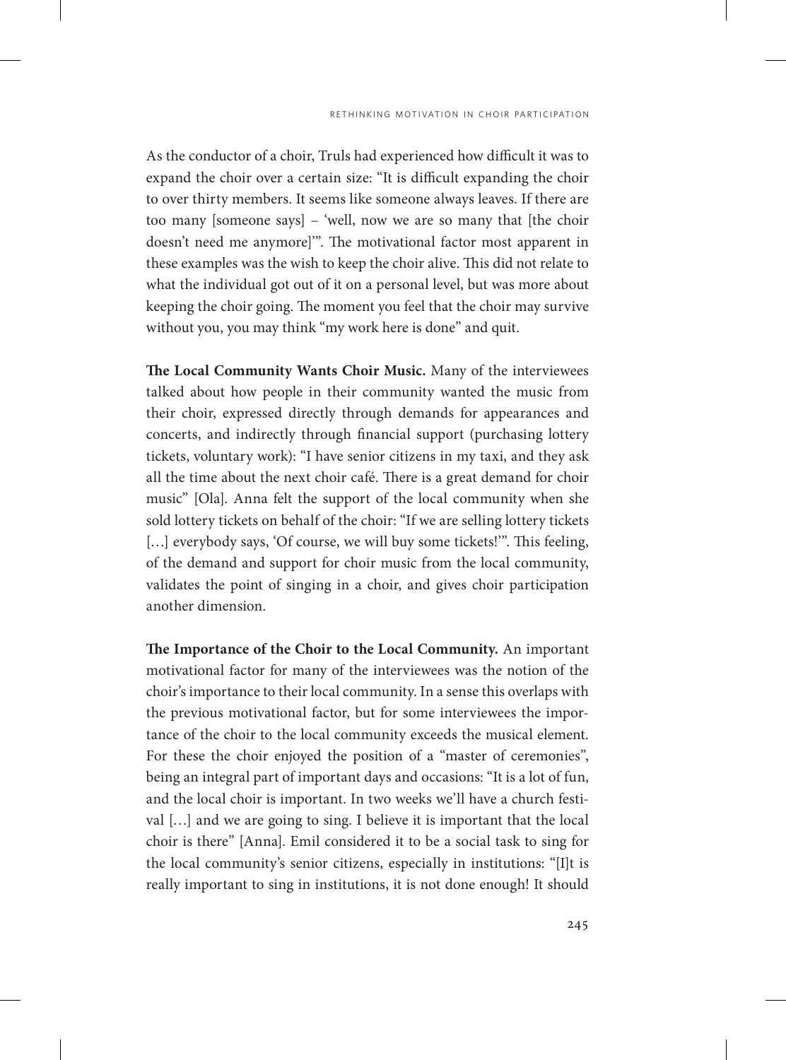As the conductor of a choir, Truls had experienced how difficult it was to expand the choir over a certain size: "It is difficult expanding the choir to over thirty members. It seems like someone always leaves. If there are too many [someone says] – 'well, now we are so many that [the choir doesn't need me anymore]'". The motivational factor most apparent in these examples was the wish to keep the choir alive. This did not relate to what the individual got out of it on a personal level, but was more about keeping the choir going. The moment you feel that the choir may survive without you, you may think "my work here is done" and quit.

**The Local Community Wants Choir Music.** Many of the interviewees talked about how people in their community wanted the music from their choir, expressed directly through demands for appearances and concerts, and indirectly through financial support (purchasing lottery tickets, voluntary work): "I have senior citizens in my taxi, and they ask all the time about the next choir café. There is a great demand for choir music" [Ola]. Anna felt the support of the local community when she sold lottery tickets on behalf of the choir: "If we are selling lottery tickets […] everybody says, 'Of course, we will buy some tickets!'". This feeling, of the demand and support for choir music from the local community, validates the point of singing in a choir, and gives choir participation another dimension.

**The Importance of the Choir to the Local Community.** An important motivational factor for many of the interviewees was the notion of the choir's importance to their local community. In a sense this overlaps with the previous motivational factor, but for some interviewees the importance of the choir to the local community exceeds the musical element. For these the choir enjoyed the position of a "master of ceremonies", being an integral part of important days and occasions: "It is a lot of fun, and the local choir is important. In two weeks we'll have a church festival […] and we are going to sing. I believe it is important that the local choir is there" [Anna]. Emil considered it to be a social task to sing for the local community's senior citizens, especially in institutions: "[I]t is really important to sing in institutions, it is not done enough! It should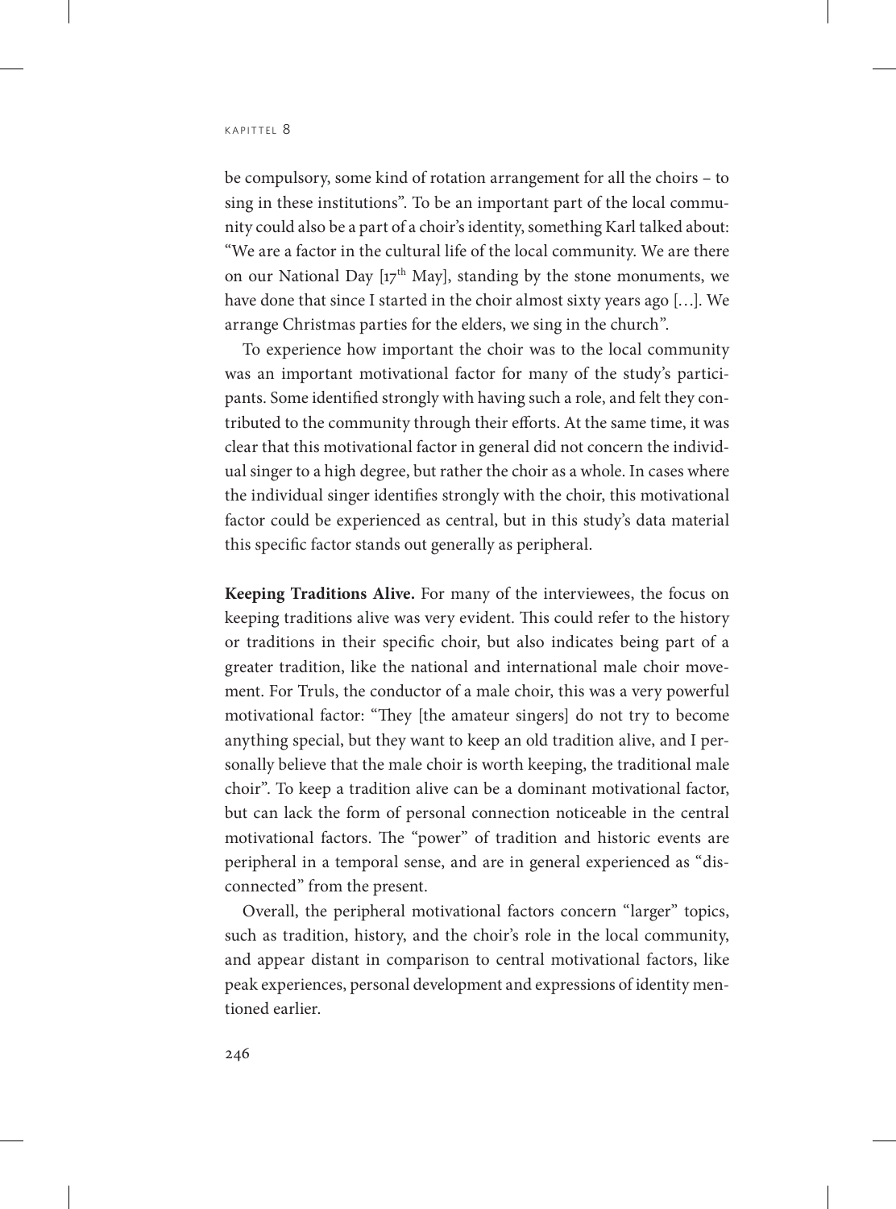be compulsory, some kind of rotation arrangement for all the choirs – to sing in these institutions". To be an important part of the local community could also be a part of a choir's identity, something Karl talked about: "We are a factor in the cultural life of the local community. We are there on our National Day [17th May], standing by the stone monuments, we have done that since I started in the choir almost sixty years ago […]. We arrange Christmas parties for the elders, we sing in the church".

To experience how important the choir was to the local community was an important motivational factor for many of the study's participants. Some identified strongly with having such a role, and felt they contributed to the community through their efforts. At the same time, it was clear that this motivational factor in general did not concern the individual singer to a high degree, but rather the choir as a whole. In cases where the individual singer identifies strongly with the choir, this motivational factor could be experienced as central, but in this study's data material this specific factor stands out generally as peripheral.

**Keeping Traditions Alive.** For many of the interviewees, the focus on keeping traditions alive was very evident. This could refer to the history or traditions in their specific choir, but also indicates being part of a greater tradition, like the national and international male choir movement. For Truls, the conductor of a male choir, this was a very powerful motivational factor: "They [the amateur singers] do not try to become anything special, but they want to keep an old tradition alive, and I personally believe that the male choir is worth keeping, the traditional male choir". To keep a tradition alive can be a dominant motivational factor, but can lack the form of personal connection noticeable in the central motivational factors. The "power" of tradition and historic events are peripheral in a temporal sense, and are in general experienced as "disconnected" from the present.

Overall, the peripheral motivational factors concern "larger" topics, such as tradition, history, and the choir's role in the local community, and appear distant in comparison to central motivational factors, like peak experiences, personal development and expressions of identity mentioned earlier.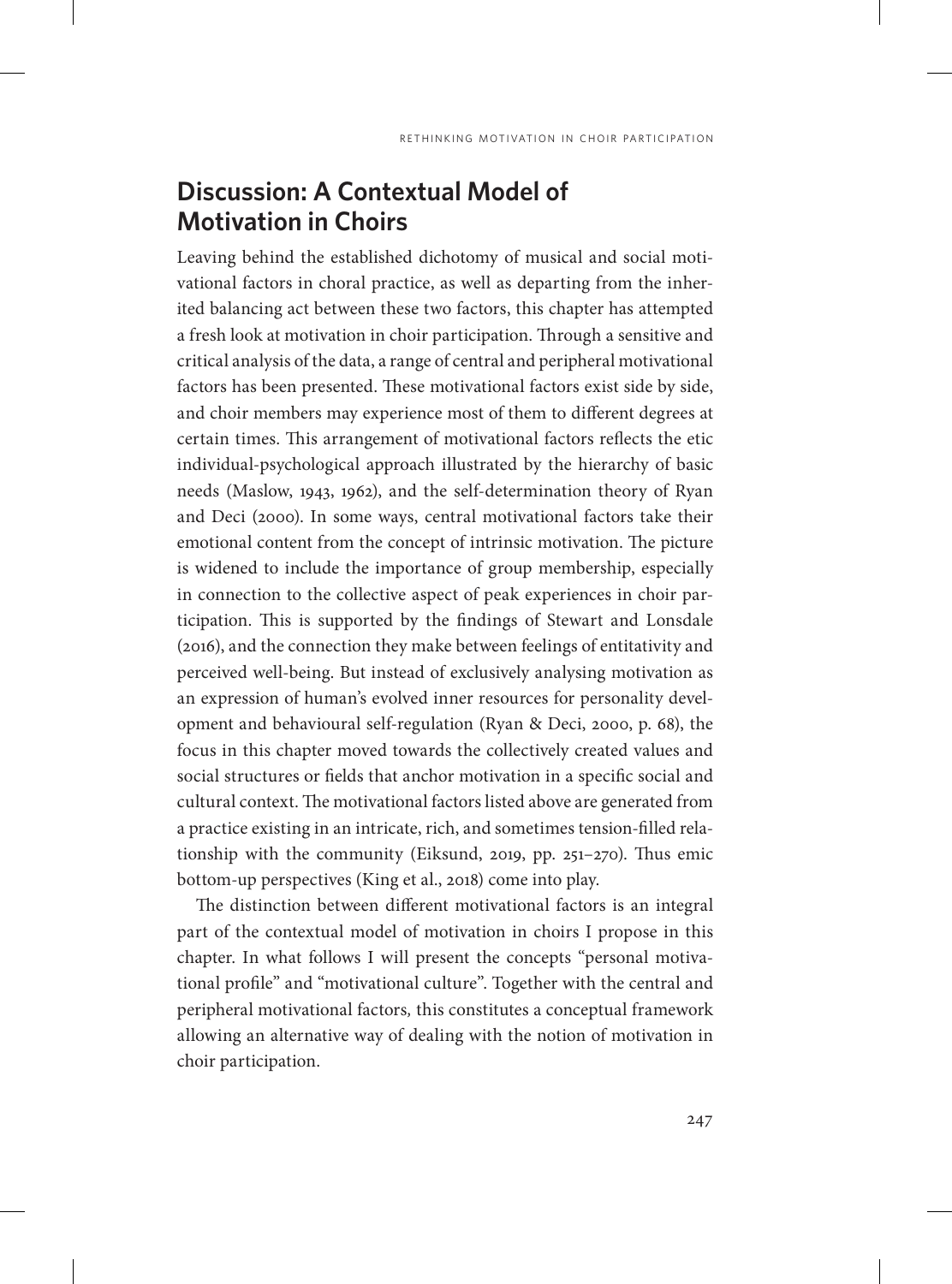## Discussion: A Contextual Model of Motivation in Choirs

Leaving behind the established dichotomy of musical and social motivational factors in choral practice, as well as departing from the inherited balancing act between these two factors, this chapter has attempted a fresh look at motivation in choir participation. Through a sensitive and critical analysis of the data, a range of central and peripheral motivational factors has been presented. These motivational factors exist side by side, and choir members may experience most of them to different degrees at certain times. This arrangement of motivational factors reflects the etic individual-psychological approach illustrated by the hierarchy of basic needs (Maslow, 1943, 1962), and the self-determination theory of Ryan and Deci (2000). In some ways, central motivational factors take their emotional content from the concept of intrinsic motivation. The picture is widened to include the importance of group membership, especially in connection to the collective aspect of peak experiences in choir participation. This is supported by the findings of Stewart and Lonsdale (2016), and the connection they make between feelings of entitativity and perceived well-being. But instead of exclusively analysing motivation as an expression of human's evolved inner resources for personality development and behavioural self-regulation (Ryan & Deci, 2000, p. 68), the focus in this chapter moved towards the collectively created values and social structures or fields that anchor motivation in a specific social and cultural context. The motivational factors listed above are generated from a practice existing in an intricate, rich, and sometimes tension-filled relationship with the community (Eiksund, 2019, pp. 251–270). Thus emic bottom-up perspectives (King et al., 2018) come into play.

The distinction between different motivational factors is an integral part of the contextual model of motivation in choirs I propose in this chapter. In what follows I will present the concepts "personal motivational profile" and "motivational culture". Together with the central and peripheral motivational factors, this constitutes a conceptual framework allowing an alternative way of dealing with the notion of motivation in choir participation.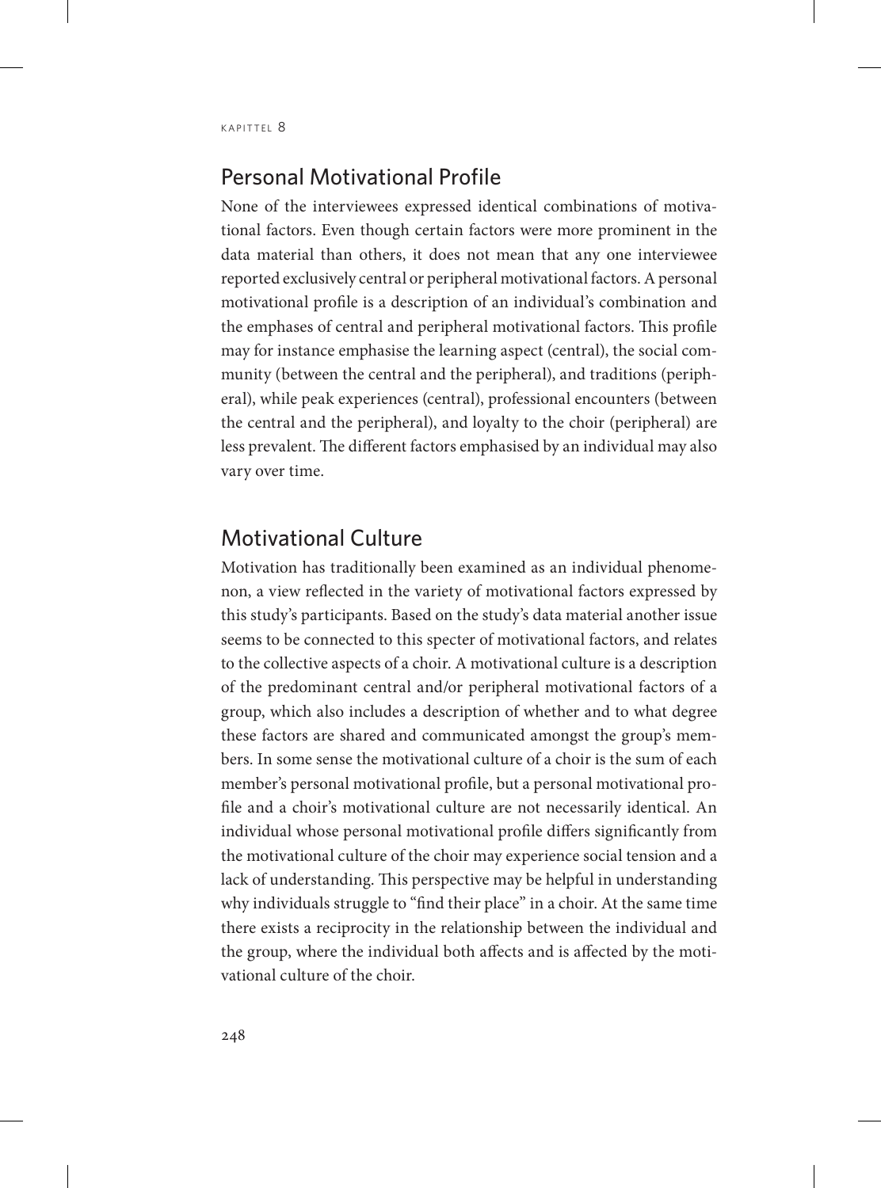## Personal Motivational Profile

None of the interviewees expressed identical combinations of motivational factors. Even though certain factors were more prominent in the data material than others, it does not mean that any one interviewee reported exclusively central or peripheral motivational factors. A personal motivational profile is a description of an individual's combination and the emphases of central and peripheral motivational factors. This profile may for instance emphasise the learning aspect (central), the social community (between the central and the peripheral), and traditions (peripheral), while peak experiences (central), professional encounters (between the central and the peripheral), and loyalty to the choir (peripheral) are less prevalent. The different factors emphasised by an individual may also vary over time.

## Motivational Culture

Motivation has traditionally been examined as an individual phenomenon, a view reflected in the variety of motivational factors expressed by this study's participants. Based on the study's data material another issue seems to be connected to this specter of motivational factors, and relates to the collective aspects of a choir. A motivational culture is a description of the predominant central and/or peripheral motivational factors of a group, which also includes a description of whether and to what degree these factors are shared and communicated amongst the group's members. In some sense the motivational culture of a choir is the sum of each member's personal motivational profile, but a personal motivational profile and a choir's motivational culture are not necessarily identical. An individual whose personal motivational profile differs significantly from the motivational culture of the choir may experience social tension and a lack of understanding. This perspective may be helpful in understanding why individuals struggle to "find their place" in a choir. At the same time there exists a reciprocity in the relationship between the individual and the group, where the individual both affects and is affected by the motivational culture of the choir.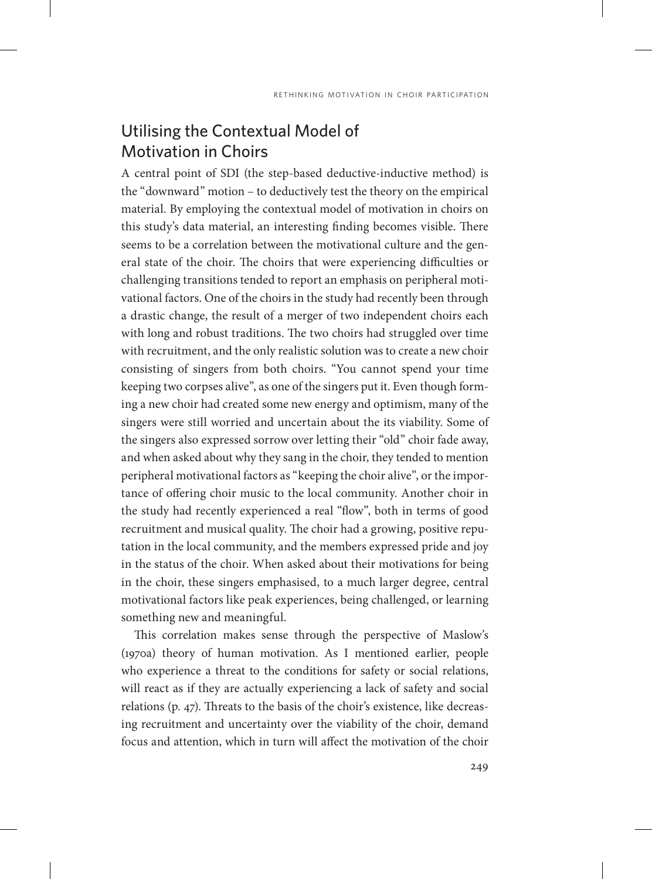## Utilising the Contextual Model of Motivation in Choirs

A central point of SDI (the step-based deductive-inductive method) is the "downward" motion – to deductively test the theory on the empirical material. By employing the contextual model of motivation in choirs on this study's data material, an interesting finding becomes visible. There seems to be a correlation between the motivational culture and the general state of the choir. The choirs that were experiencing difficulties or challenging transitions tended to report an emphasis on peripheral motivational factors. One of the choirs in the study had recently been through a drastic change, the result of a merger of two independent choirs each with long and robust traditions. The two choirs had struggled over time with recruitment, and the only realistic solution was to create a new choir consisting of singers from both choirs. "You cannot spend your time keeping two corpses alive", as one of the singers put it. Even though forming a new choir had created some new energy and optimism, many of the singers were still worried and uncertain about the its viability. Some of the singers also expressed sorrow over letting their "old" choir fade away, and when asked about why they sang in the choir, they tended to mention peripheral motivational factors as "keeping the choir alive", or the importance of offering choir music to the local community. Another choir in the study had recently experienced a real "flow", both in terms of good recruitment and musical quality. The choir had a growing, positive reputation in the local community, and the members expressed pride and joy in the status of the choir. When asked about their motivations for being in the choir, these singers emphasised, to a much larger degree, central motivational factors like peak experiences, being challenged, or learning something new and meaningful.

This correlation makes sense through the perspective of Maslow's (1970a) theory of human motivation. As I mentioned earlier, people who experience a threat to the conditions for safety or social relations, will react as if they are actually experiencing a lack of safety and social relations (p. 47). Threats to the basis of the choir's existence, like decreasing recruitment and uncertainty over the viability of the choir, demand focus and attention, which in turn will affect the motivation of the choir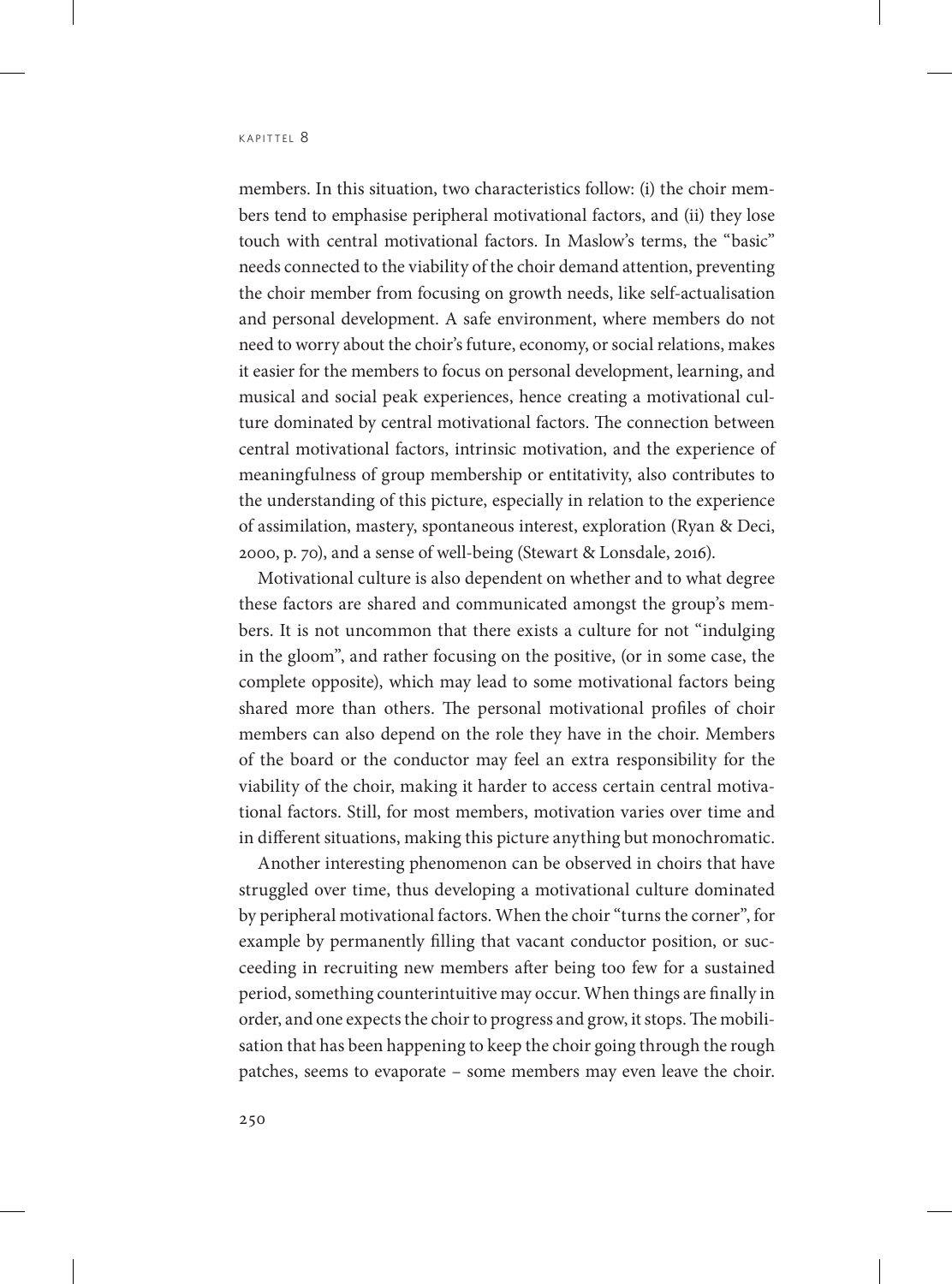members. In this situation, two characteristics follow: (i) the choir members tend to emphasise peripheral motivational factors, and (ii) they lose touch with central motivational factors. In Maslow's terms, the "basic" needs connected to the viability of the choir demand attention, preventing the choir member from focusing on growth needs, like self-actualisation and personal development. A safe environment, where members do not need to worry about the choir's future, economy, or social relations, makes it easier for the members to focus on personal development, learning, and musical and social peak experiences, hence creating a motivational culture dominated by central motivational factors. The connection between central motivational factors, intrinsic motivation, and the experience of meaningfulness of group membership or entitativity, also contributes to the understanding of this picture, especially in relation to the experience of assimilation, mastery, spontaneous interest, exploration (Ryan & Deci, 2000, p. 70), and a sense of well-being (Stewart & Lonsdale, 2016).

Motivational culture is also dependent on whether and to what degree these factors are shared and communicated amongst the group's members. It is not uncommon that there exists a culture for not "indulging in the gloom", and rather focusing on the positive, (or in some case, the complete opposite), which may lead to some motivational factors being shared more than others. The personal motivational profiles of choir members can also depend on the role they have in the choir. Members of the board or the conductor may feel an extra responsibility for the viability of the choir, making it harder to access certain central motivational factors. Still, for most members, motivation varies over time and in different situations, making this picture anything but monochromatic.

Another interesting phenomenon can be observed in choirs that have struggled over time, thus developing a motivational culture dominated by peripheral motivational factors. When the choir "turns the corner", for example by permanently filling that vacant conductor position, or succeeding in recruiting new members after being too few for a sustained period, something counterintuitive may occur. When things are finally in order, and one expects the choir to progress and grow, it stops. The mobilisation that has been happening to keep the choir going through the rough patches, seems to evaporate – some members may even leave the choir.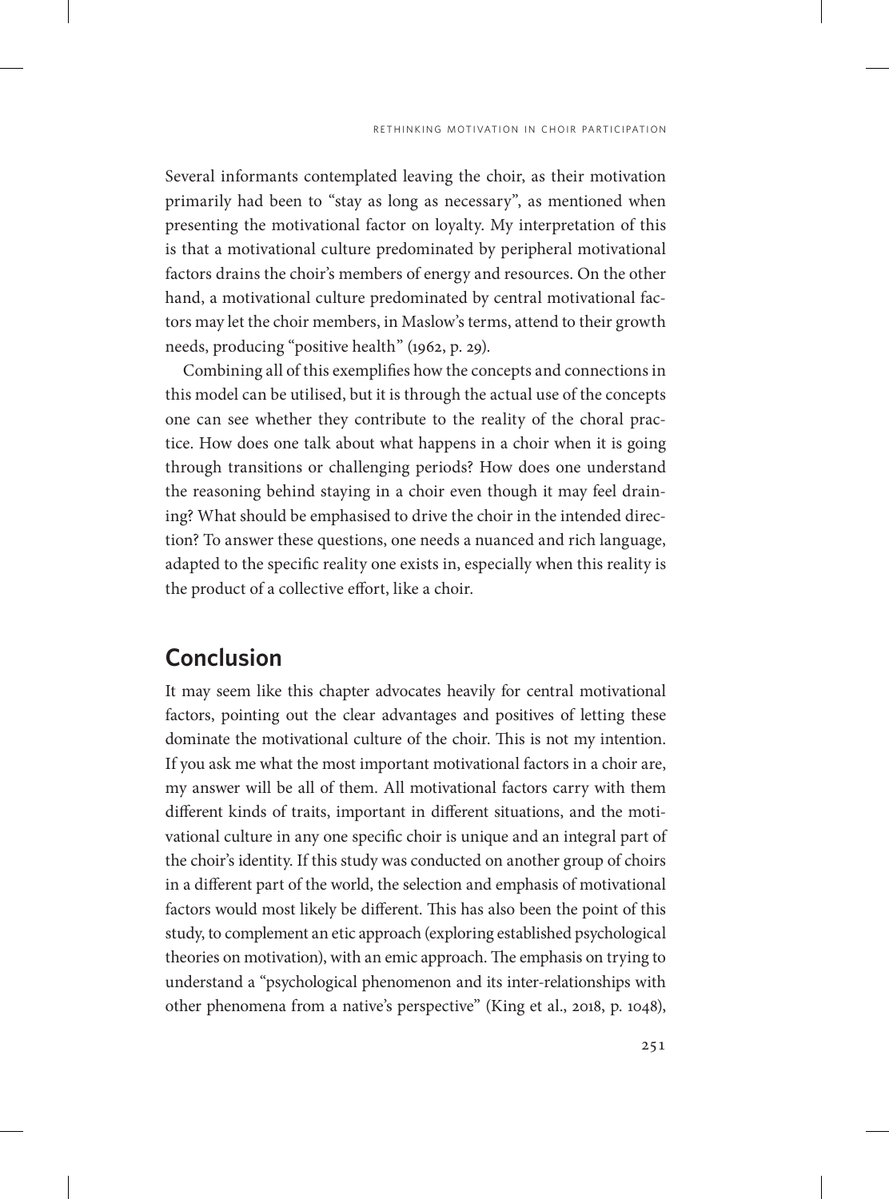Several informants contemplated leaving the choir, as their motivation primarily had been to "stay as long as necessary", as mentioned when presenting the motivational factor on loyalty. My interpretation of this is that a motivational culture predominated by peripheral motivational factors drains the choir's members of energy and resources. On the other hand, a motivational culture predominated by central motivational factors may let the choir members, in Maslow's terms, attend to their growth needs, producing "positive health" (1962, p. 29).

Combining all of this exemplifies how the concepts and connections in this model can be utilised, but it is through the actual use of the concepts one can see whether they contribute to the reality of the choral practice. How does one talk about what happens in a choir when it is going through transitions or challenging periods? How does one understand the reasoning behind staying in a choir even though it may feel draining? What should be emphasised to drive the choir in the intended direction? To answer these questions, one needs a nuanced and rich language, adapted to the specific reality one exists in, especially when this reality is the product of a collective effort, like a choir.

## Conclusion

It may seem like this chapter advocates heavily for central motivational factors, pointing out the clear advantages and positives of letting these dominate the motivational culture of the choir. This is not my intention. If you ask me what the most important motivational factors in a choir are, my answer will be all of them. All motivational factors carry with them different kinds of traits, important in different situations, and the motivational culture in any one specific choir is unique and an integral part of the choir's identity. If this study was conducted on another group of choirs in a different part of the world, the selection and emphasis of motivational factors would most likely be different. This has also been the point of this study, to complement an etic approach (exploring established psychological theories on motivation), with an emic approach. The emphasis on trying to understand a "psychological phenomenon and its inter-relationships with other phenomena from a native's perspective" (King et al., 2018, p. 1048),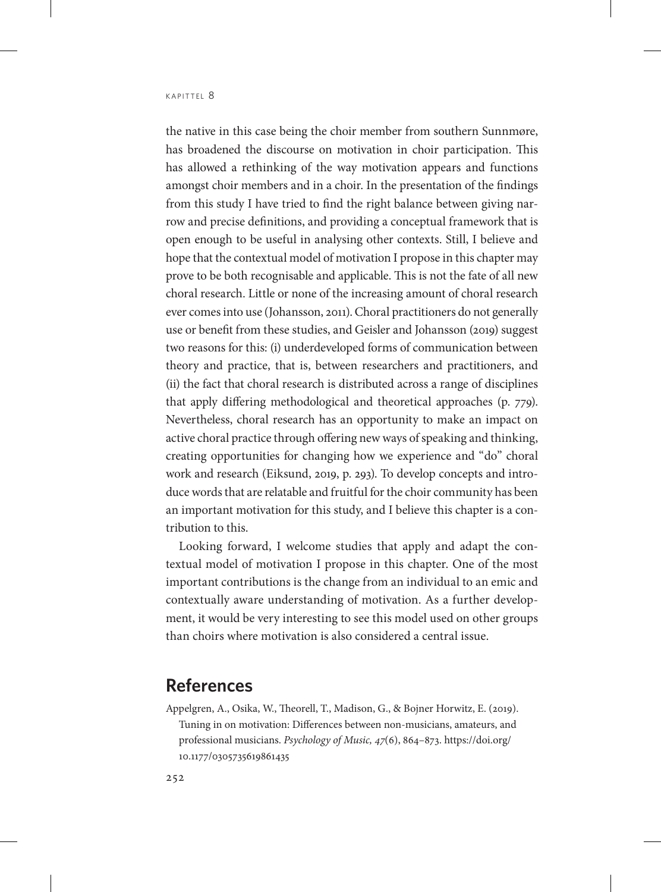the native in this case being the choir member from southern Sunnmøre, has broadened the discourse on motivation in choir participation. This has allowed a rethinking of the way motivation appears and functions amongst choir members and in a choir. In the presentation of the findings from this study I have tried to find the right balance between giving narrow and precise definitions, and providing a conceptual framework that is open enough to be useful in analysing other contexts. Still, I believe and hope that the contextual model of motivation I propose in this chapter may prove to be both recognisable and applicable. This is not the fate of all new choral research. Little or none of the increasing amount of choral research ever comes into use (Johansson, 2011). Choral practitioners do not generally use or benefit from these studies, and Geisler and Johansson (2019) suggest two reasons for this: (i) underdeveloped forms of communication between theory and practice, that is, between researchers and practitioners, and (ii) the fact that choral research is distributed across a range of disciplines that apply differing methodological and theoretical approaches (p. 779). Nevertheless, choral research has an opportunity to make an impact on active choral practice through offering new ways of speaking and thinking, creating opportunities for changing how we experience and "do" choral work and research (Eiksund, 2019, p. 293). To develop concepts and introduce words that are relatable and fruitful for the choir community has been an important motivation for this study, and I believe this chapter is a contribution to this.

Looking forward, I welcome studies that apply and adapt the contextual model of motivation I propose in this chapter. One of the most important contributions is the change from an individual to an emic and contextually aware understanding of motivation. As a further development, it would be very interesting to see this model used on other groups than choirs where motivation is also considered a central issue.

## References

Appelgren, A., Osika, W., Theorell, T., Madison, G., & Bojner Horwitz, E. (2019). Tuning in on motivation: Differences between non-musicians, amateurs, and professional musicians. *Psychology of Music, 47*(6), 864–873. https://doi.org/10.1177/0305735619861435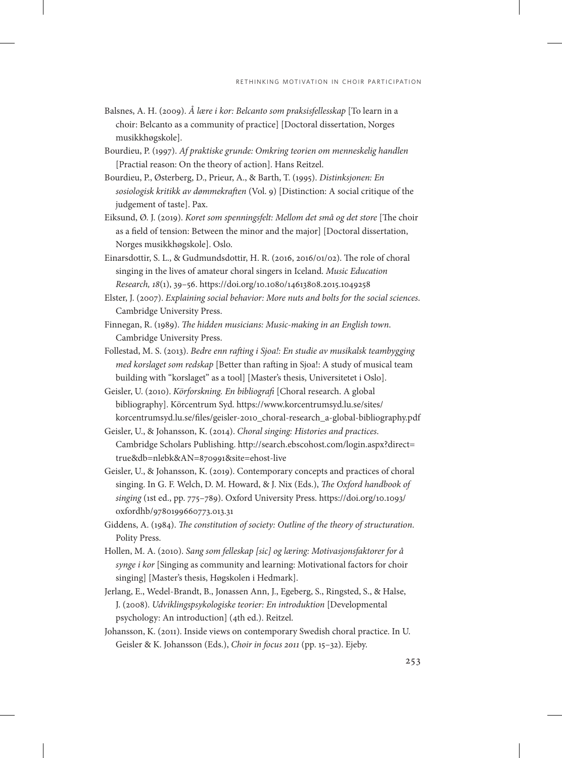Balsnes, A. H. (2009). *Å lære i kor: Belcanto som praksisfellesskap* [To learn in a choir: Belcanto as a community of practice] [Doctoral dissertation, Norges musikkhøgskole].

Bourdieu, P. (1997). *Af praktiske grunde: Omkring teorien om menneskelig handlen* [Practial reason: On the theory of action]. Hans Reitzel.

Bourdieu, P., Østerberg, D., Prieur, A., & Barth, T. (1995). *Distinksjonen: En sosiologisk kritikk av dømmekraften* (Vol. 9) [Distinction: A social critique of the judgement of taste]. Pax.

Eiksund, Ø. J. (2019). *Koret som spenningsfelt: Mellom det små og det store* [The choir as a field of tension: Between the minor and the major] [Doctoral dissertation, Norges musikkhøgskole]. Oslo.

Einarsdottir, S. L., & Gudmundsdottir, H. R. (2016, 2016/01/02). The role of choral singing in the lives of amateur choral singers in Iceland. *Music Education Research, 18*(1), 39–56. https://doi.org/10.1080/14613808.2015.1049258

Elster, J. (2007). *Explaining social behavior: More nuts and bolts for the social sciences*. Cambridge University Press.

Finnegan, R. (1989). *The hidden musicians: Music-making in an English town*. Cambridge University Press.

Follestad, M. S. (2013). *Bedre enn rafting i Sjoa!: En studie av musikalsk teambygging med korslaget som redskap* [Better than rafting in Sjoa!: A study of musical team building with "korslaget" as a tool] [Master's thesis, Universitetet i Oslo].

Geisler, U. (2010). *Körforskning. En bibliografi* [Choral research. A global bibliography]. Körcentrum Syd. https://www.korcentrumsyd.lu.se/sites/korcentrumsyd.lu.se/files/geisler-2010_choral-research_a-global-bibliography.pdf

Geisler, U., & Johansson, K. (2014). *Choral singing: Histories and practices*. Cambridge Scholars Publishing. http://search.ebscohost.com/login.aspx?direct=true&db=nlebk&AN=870991&site=ehost-live

Geisler, U., & Johansson, K. (2019). Contemporary concepts and practices of choral singing. In G. F. Welch, D. M. Howard, & J. Nix (Eds.), *The Oxford handbook of singing* (1st ed., pp. 775–789). Oxford University Press. https://doi.org/10.1093/oxfordhb/9780199660773.013.31

Giddens, A. (1984). *The constitution of society: Outline of the theory of structuration*. Polity Press.

Hollen, M. A. (2010). *Sang som felleskap [sic] og læring: Motivasjonsfaktorer for å synge i kor* [Singing as community and learning: Motivational factors for choir singing] [Master's thesis, Høgskolen i Hedmark].

Jerlang, E., Wedel-Brandt, B., Jonassen Ann, J., Egeberg, S., Ringsted, S., & Halse, J. (2008). *Udviklingspsykologiske teorier: En introduktion* [Developmental psychology: An introduction] (4th ed.). Reitzel.

Johansson, K. (2011). Inside views on contemporary Swedish choral practice. In U. Geisler & K. Johansson (Eds.), *Choir in focus 2011* (pp. 15–32). Ejeby.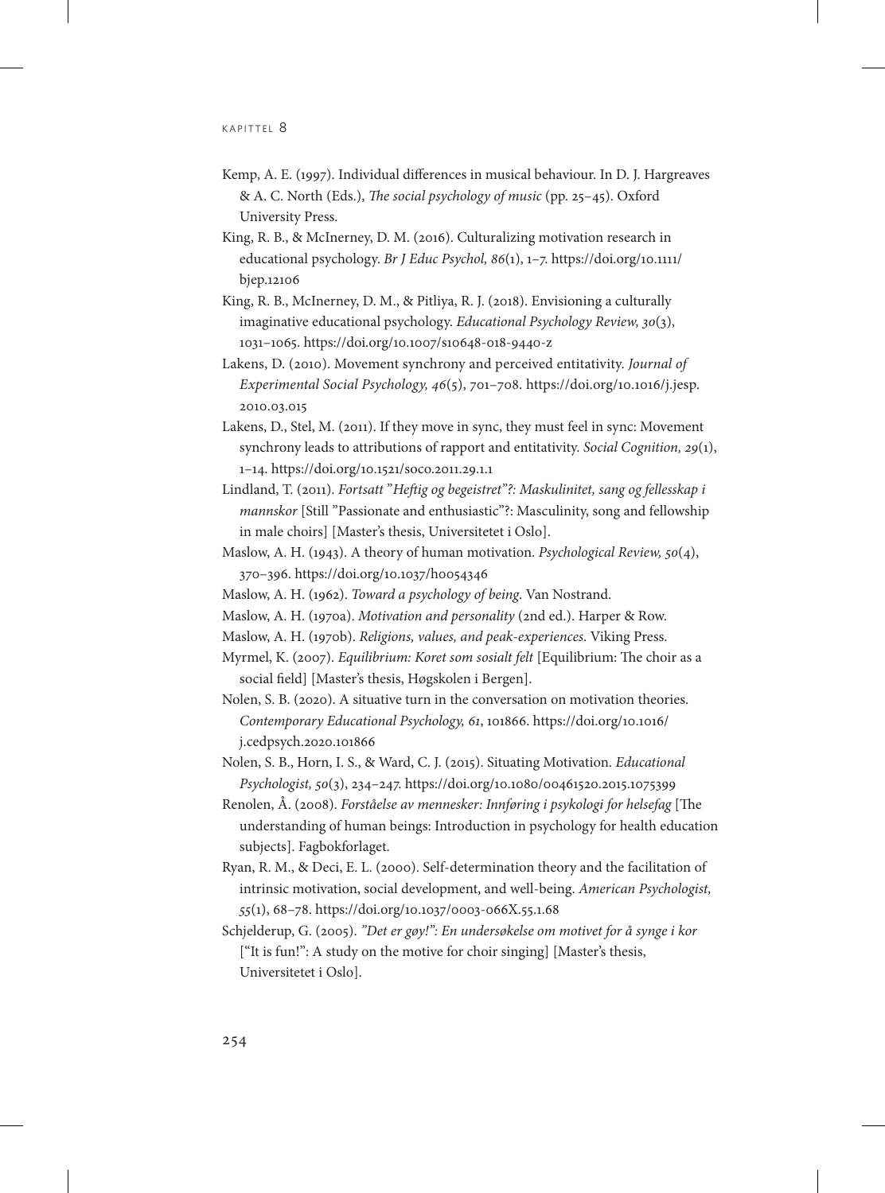Kemp, A. E. (1997). Individual differences in musical behaviour. In D. J. Hargreaves & A. C. North (Eds.), *The social psychology of music* (pp. 25–45). Oxford University Press.

King, R. B., & McInerney, D. M. (2016). Culturalizing motivation research in educational psychology. *Br J Educ Psychol, 86*(1), 1–7. https://doi.org/10.1111/bjep.12106

King, R. B., McInerney, D. M., & Pitliya, R. J. (2018). Envisioning a culturally imaginative educational psychology. *Educational Psychology Review, 30*(3), 1031–1065. https://doi.org/10.1007/s10648-018-9440-z

Lakens, D. (2010). Movement synchrony and perceived entitativity. *Journal of Experimental Social Psychology, 46*(5), 701–708. https://doi.org/10.1016/j.jesp.2010.03.015

Lakens, D., Stel, M. (2011). If they move in sync, they must feel in sync: Movement synchrony leads to attributions of rapport and entitativity. *Social Cognition, 29*(1), 1–14. https://doi.org/10.1521/soco.2011.29.1.1

Lindland, T. (2011). *Fortsatt "Heftig og begeistret"?: Maskulinitet, sang og fellesskap i mannskor* [Still "Passionate and enthusiastic"?: Masculinity, song and fellowship in male choirs] [Master's thesis, Universitetet i Oslo].

Maslow, A. H. (1943). A theory of human motivation. *Psychological Review, 50*(4), 370–396. https://doi.org/10.1037/h0054346

Maslow, A. H. (1962). *Toward a psychology of being*. Van Nostrand.

Maslow, A. H. (1970a). *Motivation and personality* (2nd ed.). Harper & Row.

Maslow, A. H. (1970b). *Religions, values, and peak-experiences*. Viking Press.

Myrmel, K. (2007). *Equilibrium: Koret som sosialt felt* [Equilibrium: The choir as a social field] [Master's thesis, Høgskolen i Bergen].

Nolen, S. B. (2020). A situative turn in the conversation on motivation theories. *Contemporary Educational Psychology, 61*, 101866. https://doi.org/10.1016/j.cedpsych.2020.101866

Nolen, S. B., Horn, I. S., & Ward, C. J. (2015). Situating Motivation. *Educational Psychologist, 50*(3), 234–247. https://doi.org/10.1080/00461520.2015.1075399

Renolen, Å. (2008). *Forståelse av mennesker: Innføring i psykologi for helsefag* [The understanding of human beings: Introduction in psychology for health education subjects]. Fagbokforlaget.

Ryan, R. M., & Deci, E. L. (2000). Self-determination theory and the facilitation of intrinsic motivation, social development, and well-being. *American Psychologist, 55*(1), 68–78. https://doi.org/10.1037/0003-066X.55.1.68

Schjelderup, G. (2005). *"Det er gøy!": En undersøkelse om motivet for å synge i kor* ["It is fun!": A study on the motive for choir singing] [Master's thesis, Universitetet i Oslo].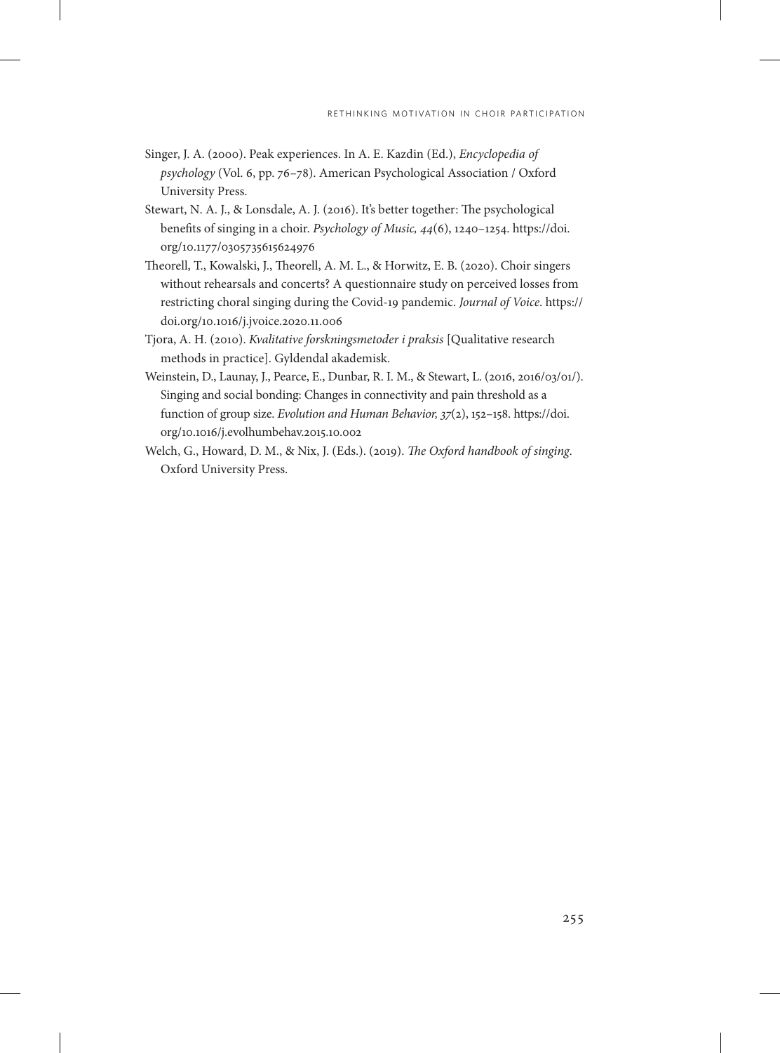Singer, J. A. (2000). Peak experiences. In A. E. Kazdin (Ed.), *Encyclopedia of psychology* (Vol. 6, pp. 76–78). American Psychological Association / Oxford University Press.

Stewart, N. A. J., & Lonsdale, A. J. (2016). It's better together: The psychological benefits of singing in a choir. *Psychology of Music, 44*(6), 1240–1254. https://doi.org/10.1177/0305735615624976

Theorell, T., Kowalski, J., Theorell, A. M. L., & Horwitz, E. B. (2020). Choir singers without rehearsals and concerts? A questionnaire study on perceived losses from restricting choral singing during the Covid-19 pandemic. *Journal of Voice*. https://doi.org/10.1016/j.jvoice.2020.11.006

Tjora, A. H. (2010). *Kvalitative forskningsmetoder i praksis* [Qualitative research methods in practice]. Gyldendal akademisk.

Weinstein, D., Launay, J., Pearce, E., Dunbar, R. I. M., & Stewart, L. (2016, 2016/03/01/). Singing and social bonding: Changes in connectivity and pain threshold as a function of group size. *Evolution and Human Behavior, 37*(2), 152–158. https://doi.org/10.1016/j.evolhumbehav.2015.10.002

Welch, G., Howard, D. M., & Nix, J. (Eds.). (2019). *The Oxford handbook of singing*. Oxford University Press.